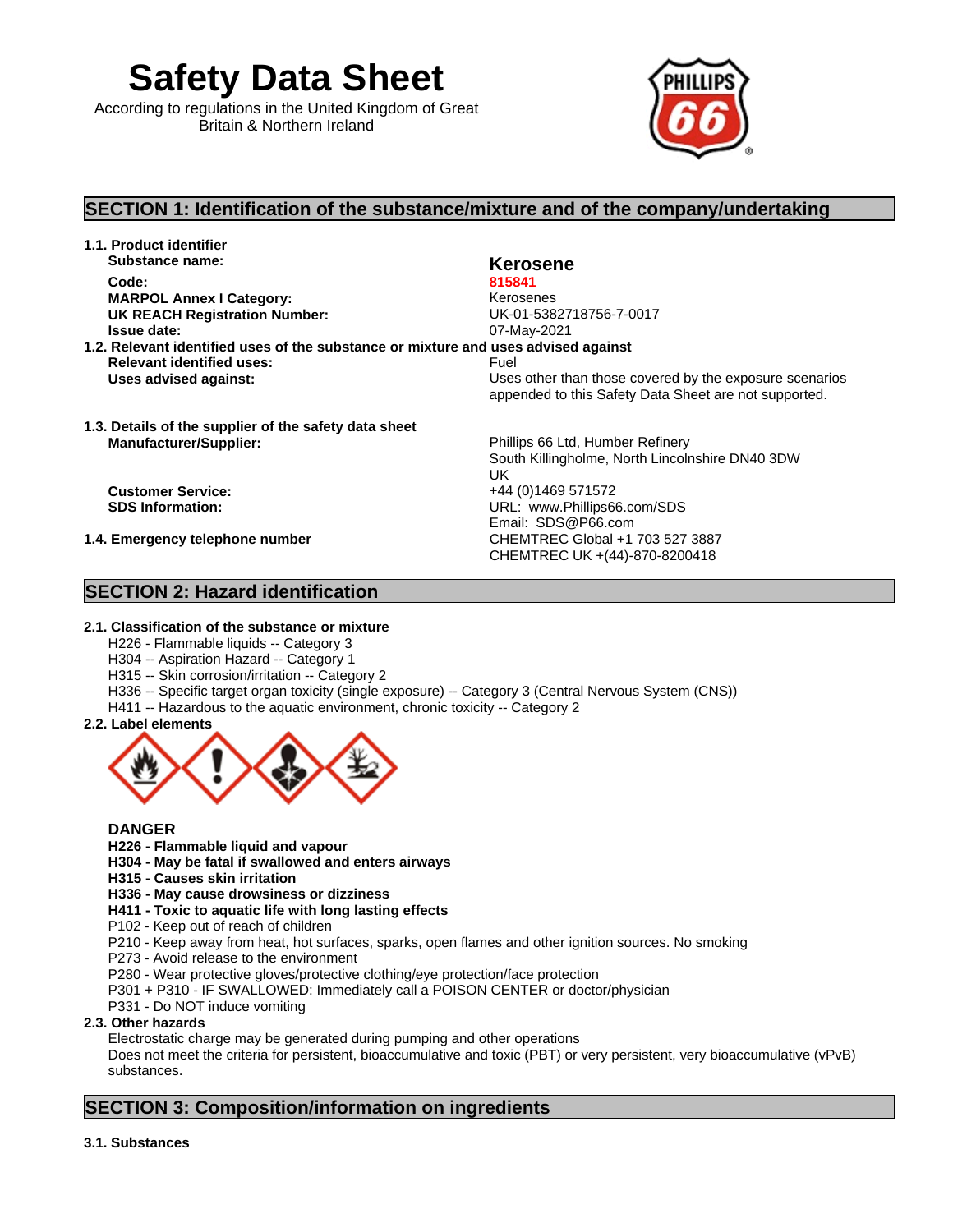# Safety Data Sheet

According to regulations in the United Kingdom of Great Britain & Northern Ireland

## SECTION 1: Identification of the substance/mixture and of the company/undertaking

**1.1. Product identifier**

| | |
|---|---|
| **Substance name:** | **Kerosene** |
| **Code:** | **815841** |
| **MARPOL Annex I Category:** | Kerosenes |
| **UK REACH Registration Number:** | UK-01-5382718756-7-0017 |
| **Issue date:** | 07-May-2021 |

**1.2. Relevant identified uses of the substance or mixture and uses advised against**

| | |
|---|---|
| **Relevant identified uses:** | Fuel |
| **Uses advised against:** | Uses other than those covered by the exposure scenarios appended to this Safety Data Sheet are not supported. |

**1.3. Details of the supplier of the safety data sheet**

| | |
|---|---|
| **Manufacturer/Supplier:** | Phillips 66 Ltd, Humber Refinery<br>South Killingholme, North Lincolnshire DN40 3DW<br>UK |
| **Customer Service:** | +44 (0)1469 571572 |
| **SDS Information:** | URL: www.Phillips66.com/SDS<br>Email: SDS@P66.com |

**1.4. Emergency telephone number**

CHEMTREC Global +1 703 527 3887
CHEMTREC UK +(44)-870-8200418

## SECTION 2: Hazard identification

**2.1. Classification of the substance or mixture**

H226 - Flammable liquids -- Category 3
H304 -- Aspiration Hazard -- Category 1
H315 -- Skin corrosion/irritation -- Category 2
H336 -- Specific target organ toxicity (single exposure) -- Category 3 (Central Nervous System (CNS))
H411 -- Hazardous to the aquatic environment, chronic toxicity -- Category 2

**2.2. Label elements**

**DANGER**

**H226 - Flammable liquid and vapour**
**H304 - May be fatal if swallowed and enters airways**
**H315 - Causes skin irritation**
**H336 - May cause drowsiness or dizziness**
**H411 - Toxic to aquatic life with long lasting effects**
P102 - Keep out of reach of children
P210 - Keep away from heat, hot surfaces, sparks, open flames and other ignition sources. No smoking
P273 - Avoid release to the environment
P280 - Wear protective gloves/protective clothing/eye protection/face protection
P301 + P310 - IF SWALLOWED: Immediately call a POISON CENTER or doctor/physician
P331 - Do NOT induce vomiting

**2.3. Other hazards**

Electrostatic charge may be generated during pumping and other operations
Does not meet the criteria for persistent, bioaccumulative and toxic (PBT) or very persistent, very bioaccumulative (vPvB) substances.

## SECTION 3: Composition/information on ingredients

**3.1. Substances**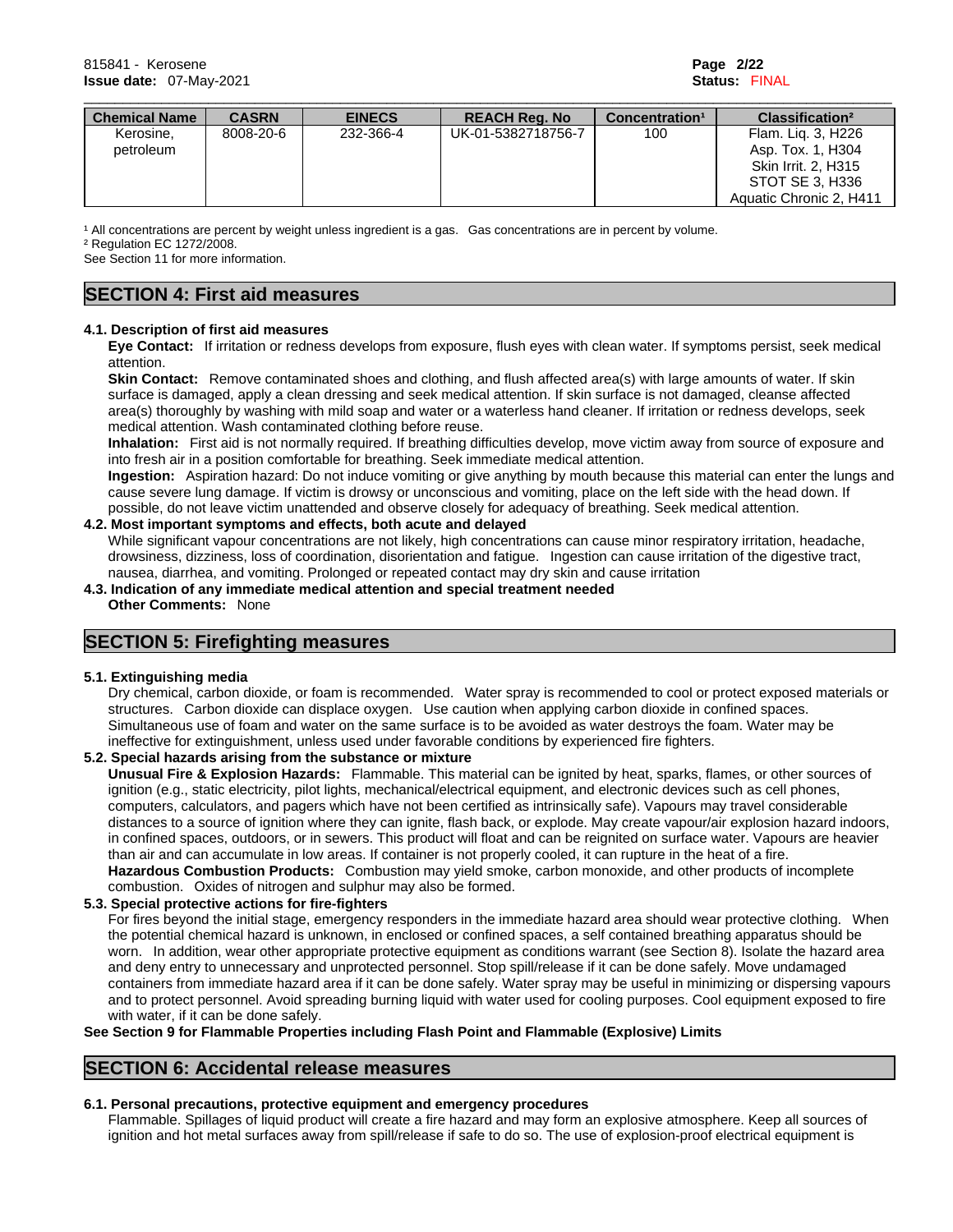| Chemical Name | CASRN | EINECS | REACH Reg. No | Concentration[1] | Classification[2] |
|---|---|---|---|---|---|
| Kerosine, petroleum | 8008-20-6 | 232-366-4 | UK-01-5382718756-7 | 100 | Flam. Liq. 3, H226<br>Asp. Tox. 1, H304<br>Skin Irrit. 2, H315<br>STOT SE 3, H336<br>Aquatic Chronic 2, H411 |

[1] All concentrations are percent by weight unless ingredient is a gas. Gas concentrations are in percent by volume.
[2] Regulation EC 1272/2008.
See Section 11 for more information.

## SECTION 4: First aid measures

### 4.1. Description of first aid measures

**Eye Contact:** If irritation or redness develops from exposure, flush eyes with clean water. If symptoms persist, seek medical attention.

**Skin Contact:** Remove contaminated shoes and clothing, and flush affected area(s) with large amounts of water. If skin surface is damaged, apply a clean dressing and seek medical attention. If skin surface is not damaged, cleanse affected area(s) thoroughly by washing with mild soap and water or a waterless hand cleaner. If irritation or redness develops, seek medical attention. Wash contaminated clothing before reuse.

**Inhalation:** First aid is not normally required. If breathing difficulties develop, move victim away from source of exposure and into fresh air in a position comfortable for breathing. Seek immediate medical attention.

**Ingestion:** Aspiration hazard: Do not induce vomiting or give anything by mouth because this material can enter the lungs and cause severe lung damage. If victim is drowsy or unconscious and vomiting, place on the left side with the head down. If possible, do not leave victim unattended and observe closely for adequacy of breathing. Seek medical attention.

### 4.2. Most important symptoms and effects, both acute and delayed

While significant vapour concentrations are not likely, high concentrations can cause minor respiratory irritation, headache, drowsiness, dizziness, loss of coordination, disorientation and fatigue. Ingestion can cause irritation of the digestive tract, nausea, diarrhea, and vomiting. Prolonged or repeated contact may dry skin and cause irritation

### 4.3. Indication of any immediate medical attention and special treatment needed

**Other Comments:** None

## SECTION 5: Firefighting measures

### 5.1. Extinguishing media

Dry chemical, carbon dioxide, or foam is recommended. Water spray is recommended to cool or protect exposed materials or structures. Carbon dioxide can displace oxygen. Use caution when applying carbon dioxide in confined spaces. Simultaneous use of foam and water on the same surface is to be avoided as water destroys the foam. Water may be ineffective for extinguishment, unless used under favorable conditions by experienced fire fighters.

### 5.2. Special hazards arising from the substance or mixture

**Unusual Fire & Explosion Hazards:** Flammable. This material can be ignited by heat, sparks, flames, or other sources of ignition (e.g., static electricity, pilot lights, mechanical/electrical equipment, and electronic devices such as cell phones, computers, calculators, and pagers which have not been certified as intrinsically safe). Vapours may travel considerable distances to a source of ignition where they can ignite, flash back, or explode. May create vapour/air explosion hazard indoors, in confined spaces, outdoors, or in sewers. This product will float and can be reignited on surface water. Vapours are heavier than air and can accumulate in low areas. If container is not properly cooled, it can rupture in the heat of a fire.

**Hazardous Combustion Products:** Combustion may yield smoke, carbon monoxide, and other products of incomplete combustion. Oxides of nitrogen and sulphur may also be formed.

### 5.3. Special protective actions for fire-fighters

For fires beyond the initial stage, emergency responders in the immediate hazard area should wear protective clothing. When the potential chemical hazard is unknown, in enclosed or confined spaces, a self contained breathing apparatus should be worn. In addition, wear other appropriate protective equipment as conditions warrant (see Section 8). Isolate the hazard area and deny entry to unnecessary and unprotected personnel. Stop spill/release if it can be done safely. Move undamaged containers from immediate hazard area if it can be done safely. Water spray may be useful in minimizing or dispersing vapours and to protect personnel. Avoid spreading burning liquid with water used for cooling purposes. Cool equipment exposed to fire with water, if it can be done safely.

**See Section 9 for Flammable Properties including Flash Point and Flammable (Explosive) Limits**

## SECTION 6: Accidental release measures

### 6.1. Personal precautions, protective equipment and emergency procedures

Flammable. Spillages of liquid product will create a fire hazard and may form an explosive atmosphere. Keep all sources of ignition and hot metal surfaces away from spill/release if safe to do so. The use of explosion-proof electrical equipment is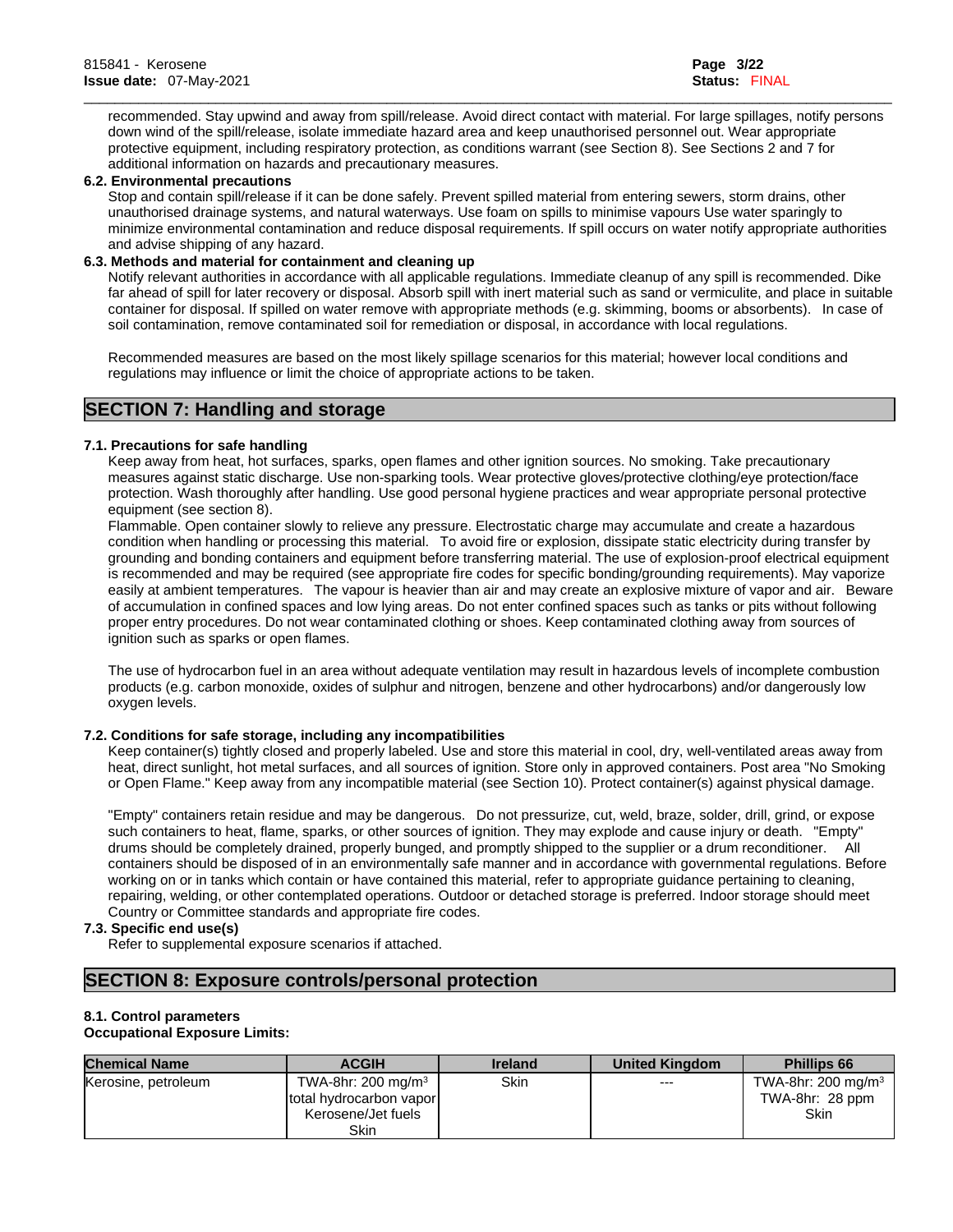recommended. Stay upwind and away from spill/release. Avoid direct contact with material. For large spillages, notify persons down wind of the spill/release, isolate immediate hazard area and keep unauthorised personnel out. Wear appropriate protective equipment, including respiratory protection, as conditions warrant (see Section 8). See Sections 2 and 7 for additional information on hazards and precautionary measures.

**6.2. Environmental precautions**

Stop and contain spill/release if it can be done safely. Prevent spilled material from entering sewers, storm drains, other unauthorised drainage systems, and natural waterways. Use foam on spills to minimise vapours Use water sparingly to minimize environmental contamination and reduce disposal requirements. If spill occurs on water notify appropriate authorities and advise shipping of any hazard.

**6.3. Methods and material for containment and cleaning up**

Notify relevant authorities in accordance with all applicable regulations. Immediate cleanup of any spill is recommended. Dike far ahead of spill for later recovery or disposal. Absorb spill with inert material such as sand or vermiculite, and place in suitable container for disposal. If spilled on water remove with appropriate methods (e.g. skimming, booms or absorbents). In case of soil contamination, remove contaminated soil for remediation or disposal, in accordance with local regulations.

Recommended measures are based on the most likely spillage scenarios for this material; however local conditions and regulations may influence or limit the choice of appropriate actions to be taken.

## SECTION 7: Handling and storage

**7.1. Precautions for safe handling**

Keep away from heat, hot surfaces, sparks, open flames and other ignition sources. No smoking. Take precautionary measures against static discharge. Use non-sparking tools. Wear protective gloves/protective clothing/eye protection/face protection. Wash thoroughly after handling. Use good personal hygiene practices and wear appropriate personal protective equipment (see section 8).

Flammable. Open container slowly to relieve any pressure. Electrostatic charge may accumulate and create a hazardous condition when handling or processing this material. To avoid fire or explosion, dissipate static electricity during transfer by grounding and bonding containers and equipment before transferring material. The use of explosion-proof electrical equipment is recommended and may be required (see appropriate fire codes for specific bonding/grounding requirements). May vaporize easily at ambient temperatures. The vapour is heavier than air and may create an explosive mixture of vapor and air. Beware of accumulation in confined spaces and low lying areas. Do not enter confined spaces such as tanks or pits without following proper entry procedures. Do not wear contaminated clothing or shoes. Keep contaminated clothing away from sources of ignition such as sparks or open flames.

The use of hydrocarbon fuel in an area without adequate ventilation may result in hazardous levels of incomplete combustion products (e.g. carbon monoxide, oxides of sulphur and nitrogen, benzene and other hydrocarbons) and/or dangerously low oxygen levels.

**7.2. Conditions for safe storage, including any incompatibilities**

Keep container(s) tightly closed and properly labeled. Use and store this material in cool, dry, well-ventilated areas away from heat, direct sunlight, hot metal surfaces, and all sources of ignition. Store only in approved containers. Post area "No Smoking or Open Flame." Keep away from any incompatible material (see Section 10). Protect container(s) against physical damage.

"Empty" containers retain residue and may be dangerous. Do not pressurize, cut, weld, braze, solder, drill, grind, or expose such containers to heat, flame, sparks, or other sources of ignition. They may explode and cause injury or death. "Empty" drums should be completely drained, properly bunged, and promptly shipped to the supplier or a drum reconditioner. All containers should be disposed of in an environmentally safe manner and in accordance with governmental regulations. Before working on or in tanks which contain or have contained this material, refer to appropriate guidance pertaining to cleaning, repairing, welding, or other contemplated operations. Outdoor or detached storage is preferred. Indoor storage should meet Country or Committee standards and appropriate fire codes.

**7.3. Specific end use(s)**

Refer to supplemental exposure scenarios if attached.

## SECTION 8: Exposure controls/personal protection

**8.1. Control parameters**

**Occupational Exposure Limits:**

| Chemical Name | ACGIH | Ireland | United Kingdom | Phillips 66 |
|---|---|---|---|---|
| Kerosine, petroleum | TWA-8hr: 200 mg/m$^3$ total hydrocarbon vapor Kerosene/Jet fuels Skin | Skin | --- | TWA-8hr: 200 mg/m$^3$ TWA-8hr: 28 ppm Skin |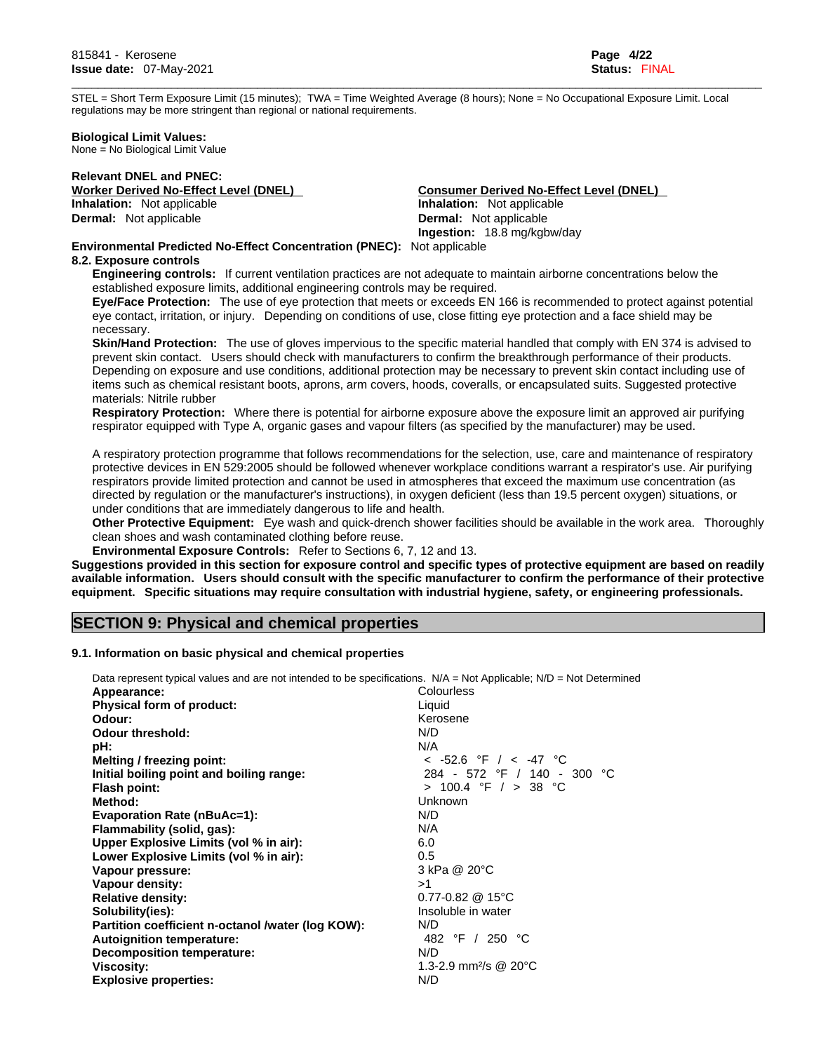STEL = Short Term Exposure Limit (15 minutes); TWA = Time Weighted Average (8 hours); None = No Occupational Exposure Limit. Local regulations may be more stringent than regional or national requirements.

**Biological Limit Values:**
None = No Biological Limit Value

**Relevant DNEL and PNEC:**

| Worker Derived No-Effect Level (DNEL) | Consumer Derived No-Effect Level (DNEL) |
|---|---|
| **Inhalation:** Not applicable | **Inhalation:** Not applicable |
| **Dermal:** Not applicable | **Dermal:** Not applicable |
| | **Ingestion:** 18.8 mg/kgbw/day |

**Environmental Predicted No-Effect Concentration (PNEC):** Not applicable

**8.2. Exposure controls**

**Engineering controls:** If current ventilation practices are not adequate to maintain airborne concentrations below the established exposure limits, additional engineering controls may be required.

**Eye/Face Protection:** The use of eye protection that meets or exceeds EN 166 is recommended to protect against potential eye contact, irritation, or injury. Depending on conditions of use, close fitting eye protection and a face shield may be necessary.

**Skin/Hand Protection:** The use of gloves impervious to the specific material handled that comply with EN 374 is advised to prevent skin contact. Users should check with manufacturers to confirm the breakthrough performance of their products. Depending on exposure and use conditions, additional protection may be necessary to prevent skin contact including use of items such as chemical resistant boots, aprons, arm covers, hoods, coveralls, or encapsulated suits. Suggested protective materials: Nitrile rubber

**Respiratory Protection:** Where there is potential for airborne exposure above the exposure limit an approved air purifying respirator equipped with Type A, organic gases and vapour filters (as specified by the manufacturer) may be used.

A respiratory protection programme that follows recommendations for the selection, use, care and maintenance of respiratory protective devices in EN 529:2005 should be followed whenever workplace conditions warrant a respirator's use. Air purifying respirators provide limited protection and cannot be used in atmospheres that exceed the maximum use concentration (as directed by regulation or the manufacturer's instructions), in oxygen deficient (less than 19.5 percent oxygen) situations, or under conditions that are immediately dangerous to life and health.

**Other Protective Equipment:** Eye wash and quick-drench shower facilities should be available in the work area. Thoroughly clean shoes and wash contaminated clothing before reuse.

**Environmental Exposure Controls:** Refer to Sections 6, 7, 12 and 13.

**Suggestions provided in this section for exposure control and specific types of protective equipment are based on readily available information. Users should consult with the specific manufacturer to confirm the performance of their protective equipment. Specific situations may require consultation with industrial hygiene, safety, or engineering professionals.**

## SECTION 9: Physical and chemical properties

### 9.1. Information on basic physical and chemical properties

Data represent typical values and are not intended to be specifications. N/A = Not Applicable; N/D = Not Determined

| Property | Value |
|---|---|
| **Appearance:** | Colourless |
| **Physical form of product:** | Liquid |
| **Odour:** | Kerosene |
| **Odour threshold:** | N/D |
| **pH:** | N/A |
| **Melting / freezing point:** | < -52.6 °F / < -47 °C |
| **Initial boiling point and boiling range:** | 284 - 572 °F / 140 - 300 °C |
| **Flash point:** | > 100.4 °F / > 38 °C |
| **Method:** | Unknown |
| **Evaporation Rate (nBuAc=1):** | N/D |
| **Flammability (solid, gas):** | N/A |
| **Upper Explosive Limits (vol % in air):** | 6.0 |
| **Lower Explosive Limits (vol % in air):** | 0.5 |
| **Vapour pressure:** | 3 kPa @ 20°C |
| **Vapour density:** | >1 |
| **Relative density:** | 0.77-0.82 @ 15°C |
| **Solubility(ies):** | Insoluble in water |
| **Partition coefficient n-octanol /water (log KOW):** | N/D |
| **Autoignition temperature:** | 482 °F / 250 °C |
| **Decomposition temperature:** | N/D |
| **Viscosity:** | 1.3-2.9 mm²/s @ 20°C |
| **Explosive properties:** | N/D |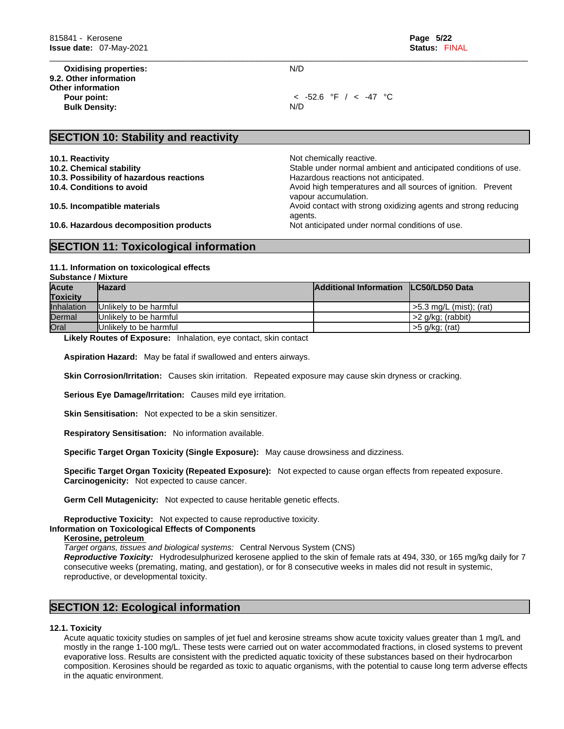**Oxidising properties:** N/D

**9.2. Other information**

**Other information**

**Pour point:** < -52.6 °F / < -47 °C

**Bulk Density:** N/D

## SECTION 10: Stability and reactivity

**10.1. Reactivity** Not chemically reactive.

**10.2. Chemical stability** Stable under normal ambient and anticipated conditions of use.

**10.3. Possibility of hazardous reactions** Hazardous reactions not anticipated.

**10.4. Conditions to avoid** Avoid high temperatures and all sources of ignition. Prevent vapour accumulation.

**10.5. Incompatible materials** Avoid contact with strong oxidizing agents and strong reducing agents.

**10.6. Hazardous decomposition products** Not anticipated under normal conditions of use.

## SECTION 11: Toxicological information

**11.1. Information on toxicological effects**

**Substance / Mixture**

| Acute Toxicity | Hazard | Additional Information | LC50/LD50 Data |
|---|---|---|---|
| Inhalation | Unlikely to be harmful | | >5.3 mg/L (mist); (rat) |
| Dermal | Unlikely to be harmful | | >2 g/kg; (rabbit) |
| Oral | Unlikely to be harmful | | >5 g/kg; (rat) |

**Likely Routes of Exposure:** Inhalation, eye contact, skin contact

**Aspiration Hazard:** May be fatal if swallowed and enters airways.

**Skin Corrosion/Irritation:** Causes skin irritation. Repeated exposure may cause skin dryness or cracking.

**Serious Eye Damage/Irritation:** Causes mild eye irritation.

**Skin Sensitisation:** Not expected to be a skin sensitizer.

**Respiratory Sensitisation:** No information available.

**Specific Target Organ Toxicity (Single Exposure):** May cause drowsiness and dizziness.

**Specific Target Organ Toxicity (Repeated Exposure):** Not expected to cause organ effects from repeated exposure.
**Carcinogenicity:** Not expected to cause cancer.

**Germ Cell Mutagenicity:** Not expected to cause heritable genetic effects.

**Reproductive Toxicity:** Not expected to cause reproductive toxicity.

**Information on Toxicological Effects of Components**

**Kerosine, petroleum**

*Target organs, tissues and biological systems:* Central Nervous System (CNS)

***Reproductive Toxicity:*** Hydrodesulphurized kerosene applied to the skin of female rats at 494, 330, or 165 mg/kg daily for 7 consecutive weeks (premating, mating, and gestation), or for 8 consecutive weeks in males did not result in systemic, reproductive, or developmental toxicity.

## SECTION 12: Ecological information

**12.1. Toxicity**

Acute aquatic toxicity studies on samples of jet fuel and kerosine streams show acute toxicity values greater than 1 mg/L and mostly in the range 1-100 mg/L. These tests were carried out on water accommodated fractions, in closed systems to prevent evaporative loss. Results are consistent with the predicted aquatic toxicity of these substances based on their hydrocarbon composition. Kerosines should be regarded as toxic to aquatic organisms, with the potential to cause long term adverse effects in the aquatic environment.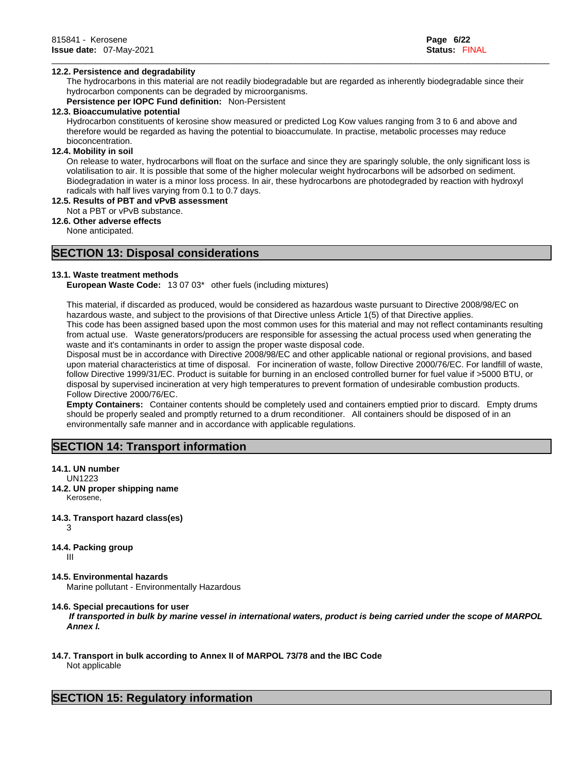#### 12.2. Persistence and degradability

The hydrocarbons in this material are not readily biodegradable but are regarded as inherently biodegradable since their hydrocarbon components can be degraded by microorganisms.

**Persistence per IOPC Fund definition:** Non-Persistent

#### 12.3. Bioaccumulative potential

Hydrocarbon constituents of kerosine show measured or predicted Log Kow values ranging from 3 to 6 and above and therefore would be regarded as having the potential to bioaccumulate. In practise, metabolic processes may reduce bioconcentration.

#### 12.4. Mobility in soil

On release to water, hydrocarbons will float on the surface and since they are sparingly soluble, the only significant loss is volatilisation to air. It is possible that some of the higher molecular weight hydrocarbons will be adsorbed on sediment. Biodegradation in water is a minor loss process. In air, these hydrocarbons are photodegraded by reaction with hydroxyl radicals with half lives varying from 0.1 to 0.7 days.

#### 12.5. Results of PBT and vPvB assessment

Not a PBT or vPvB substance.

#### 12.6. Other adverse effects

None anticipated.

## SECTION 13: Disposal considerations

#### 13.1. Waste treatment methods

**European Waste Code:** 13 07 03* other fuels (including mixtures)

This material, if discarded as produced, would be considered as hazardous waste pursuant to Directive 2008/98/EC on hazardous waste, and subject to the provisions of that Directive unless Article 1(5) of that Directive applies.
This code has been assigned based upon the most common uses for this material and may not reflect contaminants resulting from actual use. Waste generators/producers are responsible for assessing the actual process used when generating the waste and it's contaminants in order to assign the proper waste disposal code.
Disposal must be in accordance with Directive 2008/98/EC and other applicable national or regional provisions, and based upon material characteristics at time of disposal. For incineration of waste, follow Directive 2000/76/EC. For landfill of waste, follow Directive 1999/31/EC. Product is suitable for burning in an enclosed controlled burner for fuel value if >5000 BTU, or disposal by supervised incineration at very high temperatures to prevent formation of undesirable combustion products. Follow Directive 2000/76/EC.

**Empty Containers:** Container contents should be completely used and containers emptied prior to discard. Empty drums should be properly sealed and promptly returned to a drum reconditioner. All containers should be disposed of in an environmentally safe manner and in accordance with applicable regulations.

## SECTION 14: Transport information

#### 14.1. UN number

UN1223

#### 14.2. UN proper shipping name

Kerosene,

#### 14.3. Transport hazard class(es)

3

#### 14.4. Packing group

III

#### 14.5. Environmental hazards

Marine pollutant - Environmentally Hazardous

#### 14.6. Special precautions for user

***If transported in bulk by marine vessel in international waters, product is being carried under the scope of MARPOL Annex I.***

#### 14.7. Transport in bulk according to Annex II of MARPOL 73/78 and the IBC Code

Not applicable

## SECTION 15: Regulatory information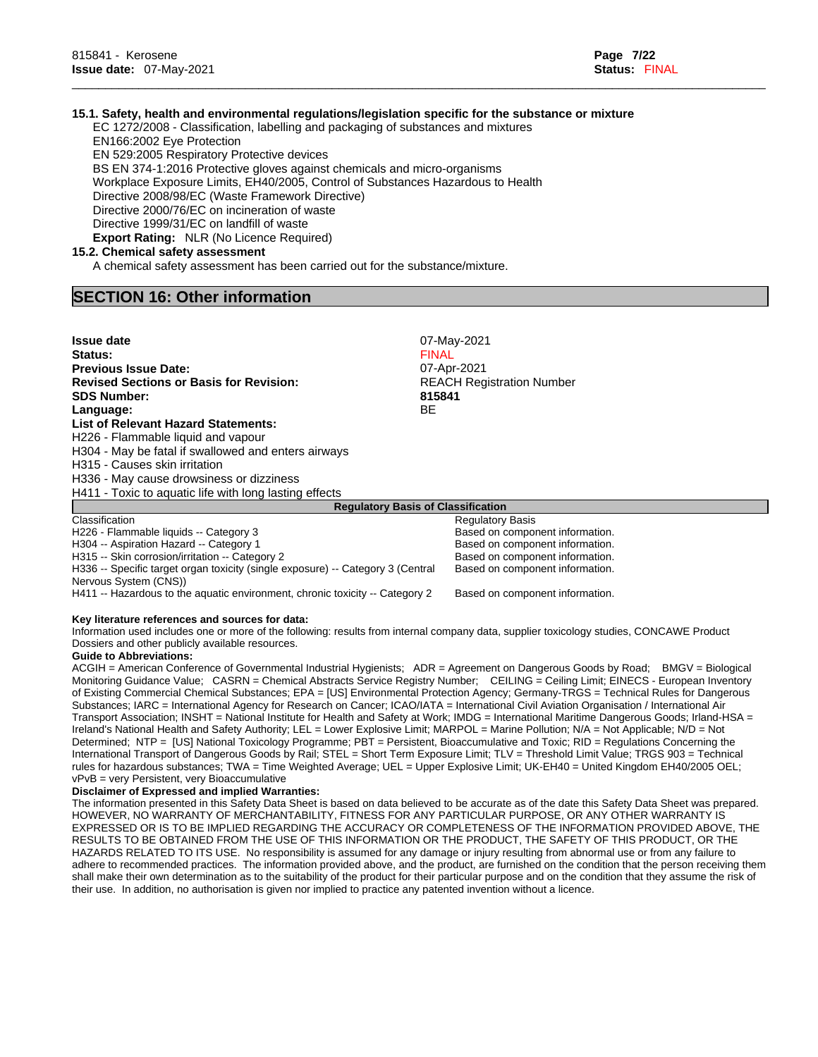**15.1. Safety, health and environmental regulations/legislation specific for the substance or mixture**

EC 1272/2008 - Classification, labelling and packaging of substances and mixtures
EN166:2002 Eye Protection
EN 529:2005 Respiratory Protective devices
BS EN 374-1:2016 Protective gloves against chemicals and micro-organisms
Workplace Exposure Limits, EH40/2005, Control of Substances Hazardous to Health
Directive 2008/98/EC (Waste Framework Directive)
Directive 2000/76/EC on incineration of waste
Directive 1999/31/EC on landfill of waste
**Export Rating:** NLR (No Licence Required)

**15.2. Chemical safety assessment**

A chemical safety assessment has been carried out for the substance/mixture.

## SECTION 16: Other information

| | |
|---|---|
| **Issue date** | 07-May-2021 |
| **Status:** | FINAL |
| **Previous Issue Date:** | 07-Apr-2021 |
| **Revised Sections or Basis for Revision:** | REACH Registration Number |
| **SDS Number:** | **815841** |
| **Language:** | BE |

**List of Relevant Hazard Statements:**

H226 - Flammable liquid and vapour
H304 - May be fatal if swallowed and enters airways
H315 - Causes skin irritation
H336 - May cause drowsiness or dizziness
H411 - Toxic to aquatic life with long lasting effects

**Regulatory Basis of Classification**

| Classification | Regulatory Basis |
|---|---|
| H226 - Flammable liquids -- Category 3 | Based on component information. |
| H304 -- Aspiration Hazard -- Category 1 | Based on component information. |
| H315 -- Skin corrosion/irritation -- Category 2 | Based on component information. |
| H336 -- Specific target organ toxicity (single exposure) -- Category 3 (Central Nervous System (CNS)) | Based on component information. |
| H411 -- Hazardous to the aquatic environment, chronic toxicity -- Category 2 | Based on component information. |

**Key literature references and sources for data:**

Information used includes one or more of the following: results from internal company data, supplier toxicology studies, CONCAWE Product Dossiers and other publicly available resources.

**Guide to Abbreviations:**

ACGIH = American Conference of Governmental Industrial Hygienists; ADR = Agreement on Dangerous Goods by Road; BMGV = Biological Monitoring Guidance Value; CASRN = Chemical Abstracts Service Registry Number; CEILING = Ceiling Limit; EINECS - European Inventory of Existing Commercial Chemical Substances; EPA = [US] Environmental Protection Agency; Germany-TRGS = Technical Rules for Dangerous Substances; IARC = International Agency for Research on Cancer; ICAO/IATA = International Civil Aviation Organisation / International Air Transport Association; INSHT = National Institute for Health and Safety at Work; IMDG = International Maritime Dangerous Goods; Irland-HSA = Ireland's National Health and Safety Authority; LEL = Lower Explosive Limit; MARPOL = Marine Pollution; N/A = Not Applicable; N/D = Not Determined; NTP = [US] National Toxicology Programme; PBT = Persistent, Bioaccumulative and Toxic; RID = Regulations Concerning the International Transport of Dangerous Goods by Rail; STEL = Short Term Exposure Limit; TLV = Threshold Limit Value; TRGS 903 = Technical rules for hazardous substances; TWA = Time Weighted Average; UEL = Upper Explosive Limit; UK-EH40 = United Kingdom EH40/2005 OEL; vPvB = very Persistent, very Bioaccumulative

**Disclaimer of Expressed and implied Warranties:**

The information presented in this Safety Data Sheet is based on data believed to be accurate as of the date this Safety Data Sheet was prepared. HOWEVER, NO WARRANTY OF MERCHANTABILITY, FITNESS FOR ANY PARTICULAR PURPOSE, OR ANY OTHER WARRANTY IS EXPRESSED OR IS TO BE IMPLIED REGARDING THE ACCURACY OR COMPLETENESS OF THE INFORMATION PROVIDED ABOVE, THE RESULTS TO BE OBTAINED FROM THE USE OF THIS INFORMATION OR THE PRODUCT, THE SAFETY OF THIS PRODUCT, OR THE HAZARDS RELATED TO ITS USE. No responsibility is assumed for any damage or injury resulting from abnormal use or from any failure to adhere to recommended practices. The information provided above, and the product, are furnished on the condition that the person receiving them shall make their own determination as to the suitability of the product for their particular purpose and on the condition that they assume the risk of their use. In addition, no authorisation is given nor implied to practice any patented invention without a licence.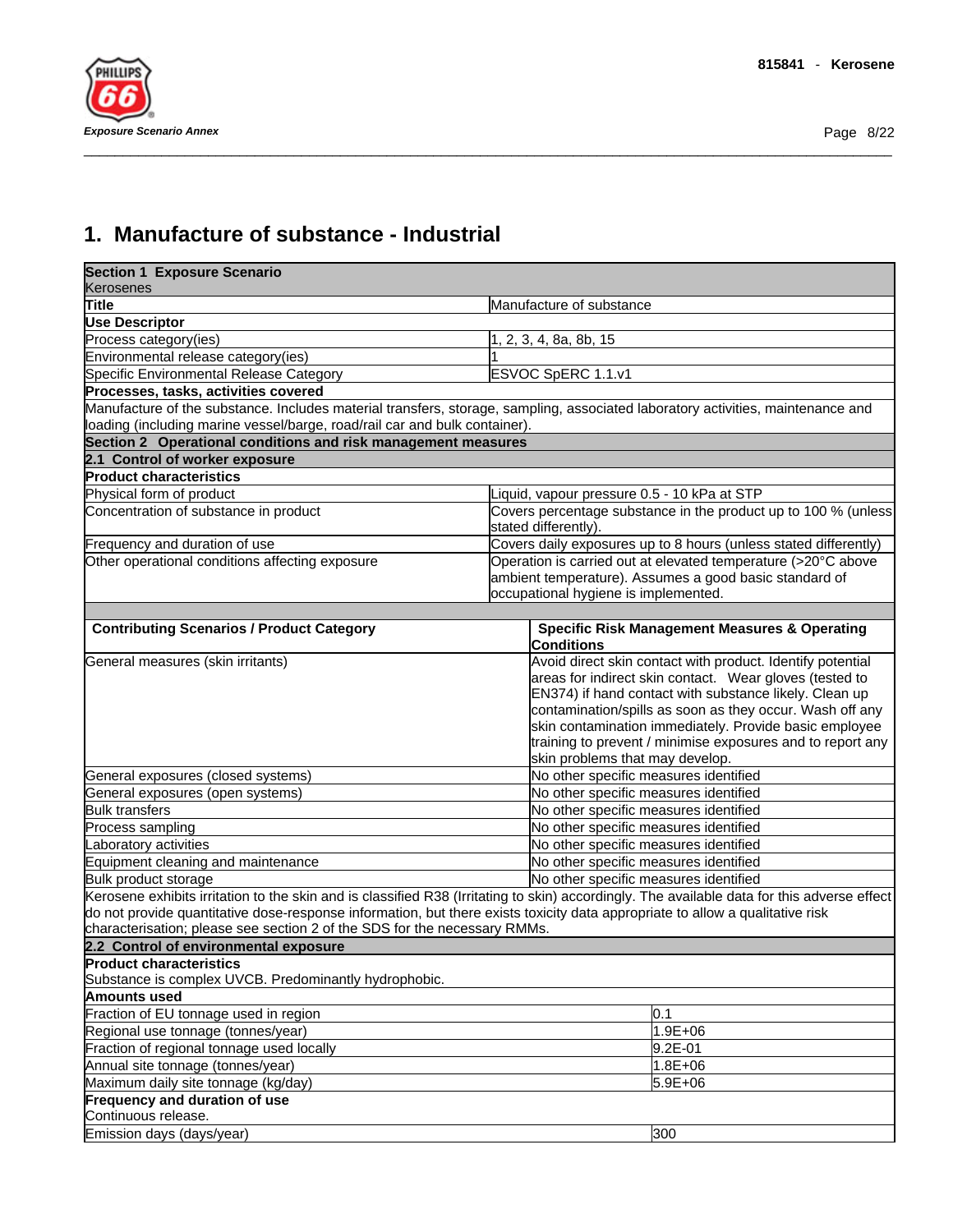# 1. Manufacture of substance - Industrial

| **Section 1 Exposure Scenario** Kerosenes | |
|---|---|
| **Title** | Manufacture of substance |
| **Use Descriptor** | |
| Process category(ies) | 1, 2, 3, 4, 8a, 8b, 15 |
| Environmental release category(ies) | 1 |
| Specific Environmental Release Category | ESVOC SpERC 1.1.v1 |
| **Processes, tasks, activities covered** | |
| Manufacture of the substance. Includes material transfers, storage, sampling, associated laboratory activities, maintenance and loading (including marine vessel/barge, road/rail car and bulk container). | |
| **Section 2 Operational conditions and risk management measures** | |
| **2.1 Control of worker exposure** | |
| **Product characteristics** | |
| Physical form of product | Liquid, vapour pressure 0.5 - 10 kPa at STP |
| Concentration of substance in product | Covers percentage substance in the product up to 100 % (unless stated differently). |
| Frequency and duration of use | Covers daily exposures up to 8 hours (unless stated differently) |
| Other operational conditions affecting exposure | Operation is carried out at elevated temperature (>20°C above ambient temperature). Assumes a good basic standard of occupational hygiene is implemented. |

| **Contributing Scenarios / Product Category** | **Specific Risk Management Measures & Operating Conditions** |
|---|---|
| General measures (skin irritants) | Avoid direct skin contact with product. Identify potential areas for indirect skin contact. Wear gloves (tested to EN374) if hand contact with substance likely. Clean up contamination/spills as soon as they occur. Wash off any skin contamination immediately. Provide basic employee training to prevent / minimise exposures and to report any skin problems that may develop. |
| General exposures (closed systems) | No other specific measures identified |
| General exposures (open systems) | No other specific measures identified |
| Bulk transfers | No other specific measures identified |
| Process sampling | No other specific measures identified |
| Laboratory activities | No other specific measures identified |
| Equipment cleaning and maintenance | No other specific measures identified |
| Bulk product storage | No other specific measures identified |

Kerosene exhibits irritation to the skin and is classified R38 (Irritating to skin) accordingly. The available data for this adverse effect do not provide quantitative dose-response information, but there exists toxicity data appropriate to allow a qualitative risk characterisation; please see section 2 of the SDS for the necessary RMMs.

| **2.2 Control of environmental exposure** | |
|---|---|
| **Product characteristics** Substance is complex UVCB. Predominantly hydrophobic. | |
| **Amounts used** | |
| Fraction of EU tonnage used in region | 0.1 |
| Regional use tonnage (tonnes/year) | 1.9E+06 |
| Fraction of regional tonnage used locally | 9.2E-01 |
| Annual site tonnage (tonnes/year) | 1.8E+06 |
| Maximum daily site tonnage (kg/day) | 5.9E+06 |
| **Frequency and duration of use** Continuous release. | |
| Emission days (days/year) | 300 |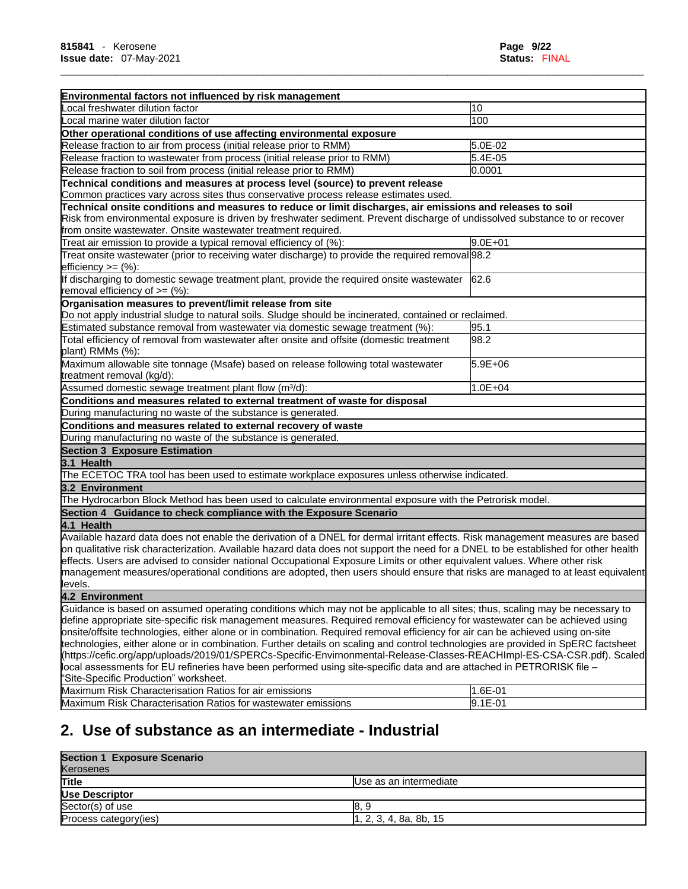| Environmental factors not influenced by risk management | |
|---|---|
| Local freshwater dilution factor | 10 |
| Local marine water dilution factor | 100 |
| **Other operational conditions of use affecting environmental exposure** | |
| Release fraction to air from process (initial release prior to RMM) | 5.0E-02 |
| Release fraction to wastewater from process (initial release prior to RMM) | 5.4E-05 |
| Release fraction to soil from process (initial release prior to RMM) | 0.0001 |
| **Technical conditions and measures at process level (source) to prevent release** | |
| Common practices vary across sites thus conservative process release estimates used. | |
| **Technical onsite conditions and measures to reduce or limit discharges, air emissions and releases to soil** | |
| Risk from environmental exposure is driven by freshwater sediment. Prevent discharge of undissolved substance to or recover from onsite wastewater. Onsite wastewater treatment required. | |
| Treat air emission to provide a typical removal efficiency of (%): | 9.0E+01 |
| Treat onsite wastewater (prior to receiving water discharge) to provide the required removal efficiency >= (%): | 98.2 |
| If discharging to domestic sewage treatment plant, provide the required onsite wastewater removal efficiency of >= (%): | 62.6 |
| **Organisation measures to prevent/limit release from site** | |
| Do not apply industrial sludge to natural soils. Sludge should be incinerated, contained or reclaimed. | |
| Estimated substance removal from wastewater via domestic sewage treatment (%): | 95.1 |
| Total efficiency of removal from wastewater after onsite and offsite (domestic treatment plant) RMMs (%): | 98.2 |
| Maximum allowable site tonnage (Msafe) based on release following total wastewater treatment removal (kg/d): | 5.9E+06 |
| Assumed domestic sewage treatment plant flow (m³/d): | 1.0E+04 |
| **Conditions and measures related to external treatment of waste for disposal** | |
| During manufacturing no waste of the substance is generated. | |
| **Conditions and measures related to external recovery of waste** | |
| During manufacturing no waste of the substance is generated. | |
| **Section 3 Exposure Estimation** | |
| **3.1 Health** | |
| The ECETOC TRA tool has been used to estimate workplace exposures unless otherwise indicated. | |
| **3.2 Environment** | |
| The Hydrocarbon Block Method has been used to calculate environmental exposure with the Petrorisk model. | |
| **Section 4 Guidance to check compliance with the Exposure Scenario** | |
| **4.1 Health** | |
| Available hazard data does not enable the derivation of a DNEL for dermal irritant effects. Risk management measures are based on qualitative risk characterization. Available hazard data does not support the need for a DNEL to be established for other health effects. Users are advised to consider national Occupational Exposure Limits or other equivalent values. Where other risk management measures/operational conditions are adopted, then users should ensure that risks are managed to at least equivalent levels. | |
| **4.2 Environment** | |
| Guidance is based on assumed operating conditions which may not be applicable to all sites; thus, scaling may be necessary to define appropriate site-specific risk management measures. Required removal efficiency for wastewater can be achieved using onsite/offsite technologies, either alone or in combination. Required removal efficiency for air can be achieved using on-site technologies, either alone or in combination. Further details on scaling and control technologies are provided in SpERC factsheet (https://cefic.org/app/uploads/2019/01/SPERCs-Specific-Envirnonmental-Release-Classes-REACHImpl-ES-CSA-CSR.pdf). Scaled local assessments for EU refineries have been performed using site-specific data and are attached in PETRORISK file – "Site-Specific Production" worksheet. | |
| Maximum Risk Characterisation Ratios for air emissions | 1.6E-01 |
| Maximum Risk Characterisation Ratios for wastewater emissions | 9.1E-01 |

## 2. Use of substance as an intermediate - Industrial

| Section 1 Exposure Scenario<br>Kerosenes | |
|---|---|
| **Title** | Use as an intermediate |
| **Use Descriptor** | |
| Sector(s) of use | 8, 9 |
| Process category(ies) | 1, 2, 3, 4, 8a, 8b, 15 |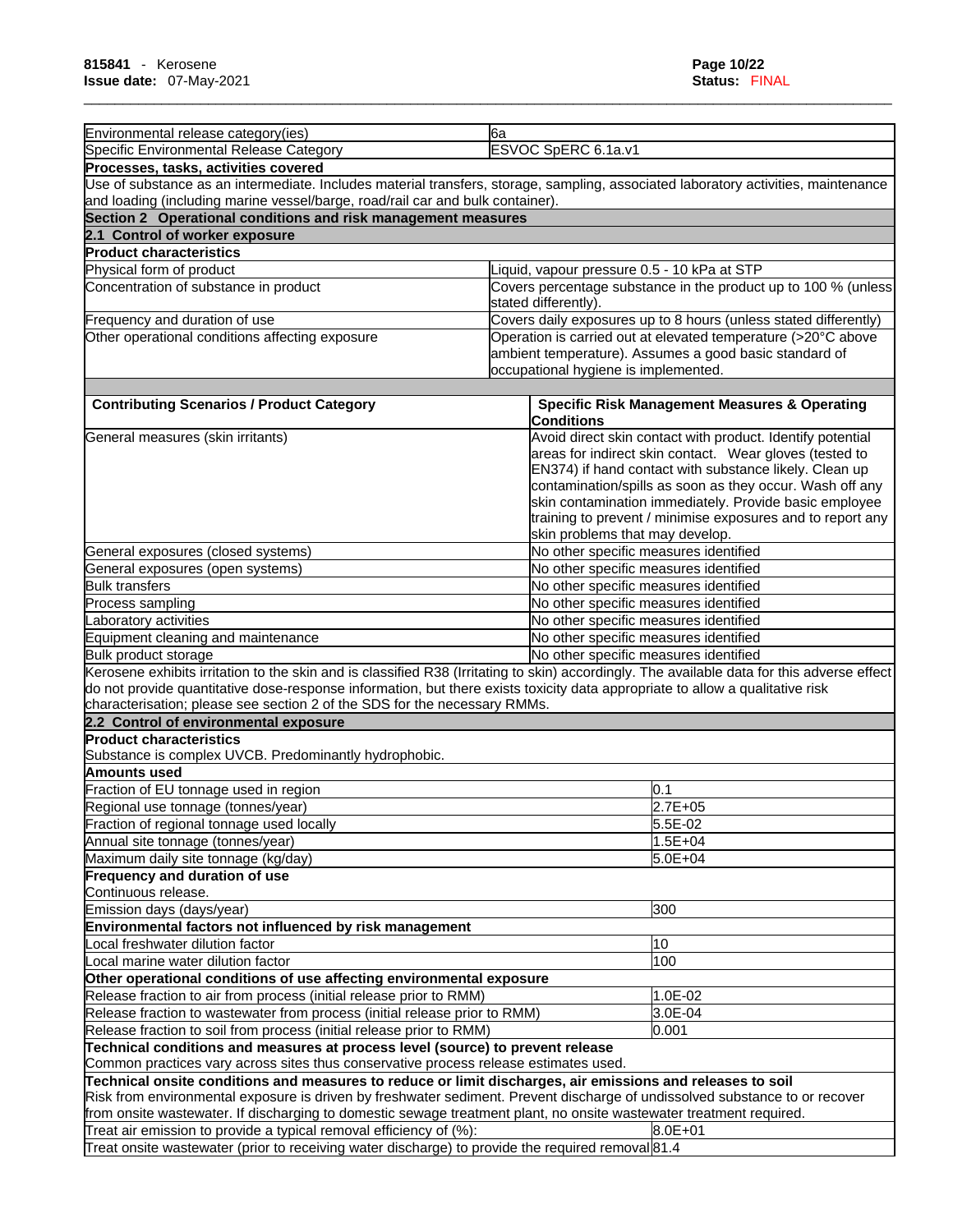| | |
|---|---|
| Environmental release category(ies) | 6a |
| Specific Environmental Release Category | ESVOC SpERC 6.1a.v1 |

**Processes, tasks, activities covered**

Use of substance as an intermediate. Includes material transfers, storage, sampling, associated laboratory activities, maintenance and loading (including marine vessel/barge, road/rail car and bulk container).

## Section 2 Operational conditions and risk management measures

### 2.1 Control of worker exposure

**Product characteristics**

| | |
|---|---|
| Physical form of product | Liquid, vapour pressure 0.5 - 10 kPa at STP |
| Concentration of substance in product | Covers percentage substance in the product up to 100 % (unless stated differently). |
| Frequency and duration of use | Covers daily exposures up to 8 hours (unless stated differently) |
| Other operational conditions affecting exposure | Operation is carried out at elevated temperature (>20°C above ambient temperature). Assumes a good basic standard of occupational hygiene is implemented. |

| Contributing Scenarios / Product Category | Specific Risk Management Measures & Operating Conditions |
|---|---|
| General measures (skin irritants) | Avoid direct skin contact with product. Identify potential areas for indirect skin contact. Wear gloves (tested to EN374) if hand contact with substance likely. Clean up contamination/spills as soon as they occur. Wash off any skin contamination immediately. Provide basic employee training to prevent / minimise exposures and to report any skin problems that may develop. |
| General exposures (closed systems) | No other specific measures identified |
| General exposures (open systems) | No other specific measures identified |
| Bulk transfers | No other specific measures identified |
| Process sampling | No other specific measures identified |
| Laboratory activities | No other specific measures identified |
| Equipment cleaning and maintenance | No other specific measures identified |
| Bulk product storage | No other specific measures identified |

Kerosene exhibits irritation to the skin and is classified R38 (Irritating to skin) accordingly. The available data for this adverse effect do not provide quantitative dose-response information, but there exists toxicity data appropriate to allow a qualitative risk characterisation; please see section 2 of the SDS for the necessary RMMs.

### 2.2 Control of environmental exposure

**Product characteristics**

Substance is complex UVCB. Predominantly hydrophobic.

**Amounts used**

| | |
|---|---|
| Fraction of EU tonnage used in region | 0.1 |
| Regional use tonnage (tonnes/year) | 2.7E+05 |
| Fraction of regional tonnage used locally | 5.5E-02 |
| Annual site tonnage (tonnes/year) | 1.5E+04 |
| Maximum daily site tonnage (kg/day) | 5.0E+04 |

**Frequency and duration of use**

Continuous release.

| | |
|---|---|
| Emission days (days/year) | 300 |

**Environmental factors not influenced by risk management**

| | |
|---|---|
| Local freshwater dilution factor | 10 |
| Local marine water dilution factor | 100 |

**Other operational conditions of use affecting environmental exposure**

| | |
|---|---|
| Release fraction to air from process (initial release prior to RMM) | 1.0E-02 |
| Release fraction to wastewater from process (initial release prior to RMM) | 3.0E-04 |
| Release fraction to soil from process (initial release prior to RMM) | 0.001 |

**Technical conditions and measures at process level (source) to prevent release**

Common practices vary across sites thus conservative process release estimates used.

**Technical onsite conditions and measures to reduce or limit discharges, air emissions and releases to soil**

Risk from environmental exposure is driven by freshwater sediment. Prevent discharge of undissolved substance to or recover from onsite wastewater. If discharging to domestic sewage treatment plant, no onsite wastewater treatment required.

| | |
|---|---|
| Treat air emission to provide a typical removal efficiency of (%): | 8.0E+01 |
| Treat onsite wastewater (prior to receiving water discharge) to provide the required removal | 81.4 |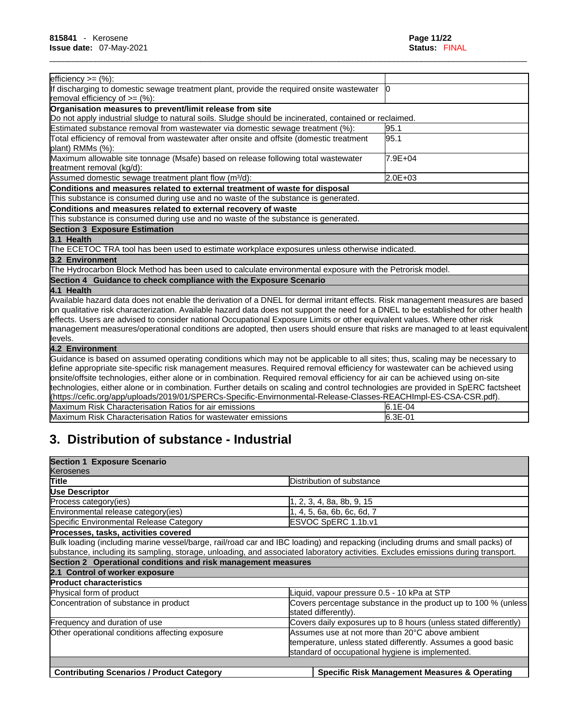| | |
|---|---|
| efficiency >= (%): | |
| If discharging to domestic sewage treatment plant, provide the required onsite wastewater removal efficiency of >= (%): | 0 |
| **Organisation measures to prevent/limit release from site** | |
| Do not apply industrial sludge to natural soils. Sludge should be incinerated, contained or reclaimed. | |
| Estimated substance removal from wastewater via domestic sewage treatment (%): | 95.1 |
| Total efficiency of removal from wastewater after onsite and offsite (domestic treatment plant) RMMs (%): | 95.1 |
| Maximum allowable site tonnage (Msafe) based on release following total wastewater treatment removal (kg/d): | 7.9E+04 |
| Assumed domestic sewage treatment plant flow (m³/d): | 2.0E+03 |
| **Conditions and measures related to external treatment of waste for disposal** | |
| This substance is consumed during use and no waste of the substance is generated. | |
| **Conditions and measures related to external recovery of waste** | |
| This substance is consumed during use and no waste of the substance is generated. | |
| **Section 3 Exposure Estimation** | |
| **3.1 Health** | |
| The ECETOC TRA tool has been used to estimate workplace exposures unless otherwise indicated. | |
| **3.2 Environment** | |
| The Hydrocarbon Block Method has been used to calculate environmental exposure with the Petrorisk model. | |
| **Section 4 Guidance to check compliance with the Exposure Scenario** | |
| **4.1 Health** | |
| Available hazard data does not enable the derivation of a DNEL for dermal irritant effects. Risk management measures are based on qualitative risk characterization. Available hazard data does not support the need for a DNEL to be established for other health effects. Users are advised to consider national Occupational Exposure Limits or other equivalent values. Where other risk management measures/operational conditions are adopted, then users should ensure that risks are managed to at least equivalent levels. | |
| **4.2 Environment** | |
| Guidance is based on assumed operating conditions which may not be applicable to all sites; thus, scaling may be necessary to define appropriate site-specific risk management measures. Required removal efficiency for wastewater can be achieved using onsite/offsite technologies, either alone or in combination. Required removal efficiency for air can be achieved using on-site technologies, either alone or in combination. Further details on scaling and control technologies are provided in SpERC factsheet (https://cefic.org/app/uploads/2019/01/SPERCs-Specific-Envirnonmental-Release-Classes-REACHImpl-ES-CSA-CSR.pdf). | |
| Maximum Risk Characterisation Ratios for air emissions | 6.1E-04 |
| Maximum Risk Characterisation Ratios for wastewater emissions | 6.3E-01 |

## 3. Distribution of substance - Industrial

| | |
|---|---|
| **Section 1 Exposure Scenario** | |
| Kerosenes | |
| **Title** | Distribution of substance |
| **Use Descriptor** | |
| Process category(ies) | 1, 2, 3, 4, 8a, 8b, 9, 15 |
| Environmental release category(ies) | 1, 4, 5, 6a, 6b, 6c, 6d, 7 |
| Specific Environmental Release Category | ESVOC SpERC 1.1b.v1 |
| **Processes, tasks, activities covered** | |
| Bulk loading (including marine vessel/barge, rail/road car and IBC loading) and repacking (including drums and small packs) of substance, including its sampling, storage, unloading, and associated laboratory activities. Excludes emissions during transport. | |
| **Section 2 Operational conditions and risk management measures** | |
| **2.1 Control of worker exposure** | |
| **Product characteristics** | |
| Physical form of product | Liquid, vapour pressure 0.5 - 10 kPa at STP |
| Concentration of substance in product | Covers percentage substance in the product up to 100 % (unless stated differently). |
| Frequency and duration of use | Covers daily exposures up to 8 hours (unless stated differently) |
| Other operational conditions affecting exposure | Assumes use at not more than 20°C above ambient temperature, unless stated differently. Assumes a good basic standard of occupational hygiene is implemented. |
| | |
| **Contributing Scenarios / Product Category** | **Specific Risk Management Measures & Operating** |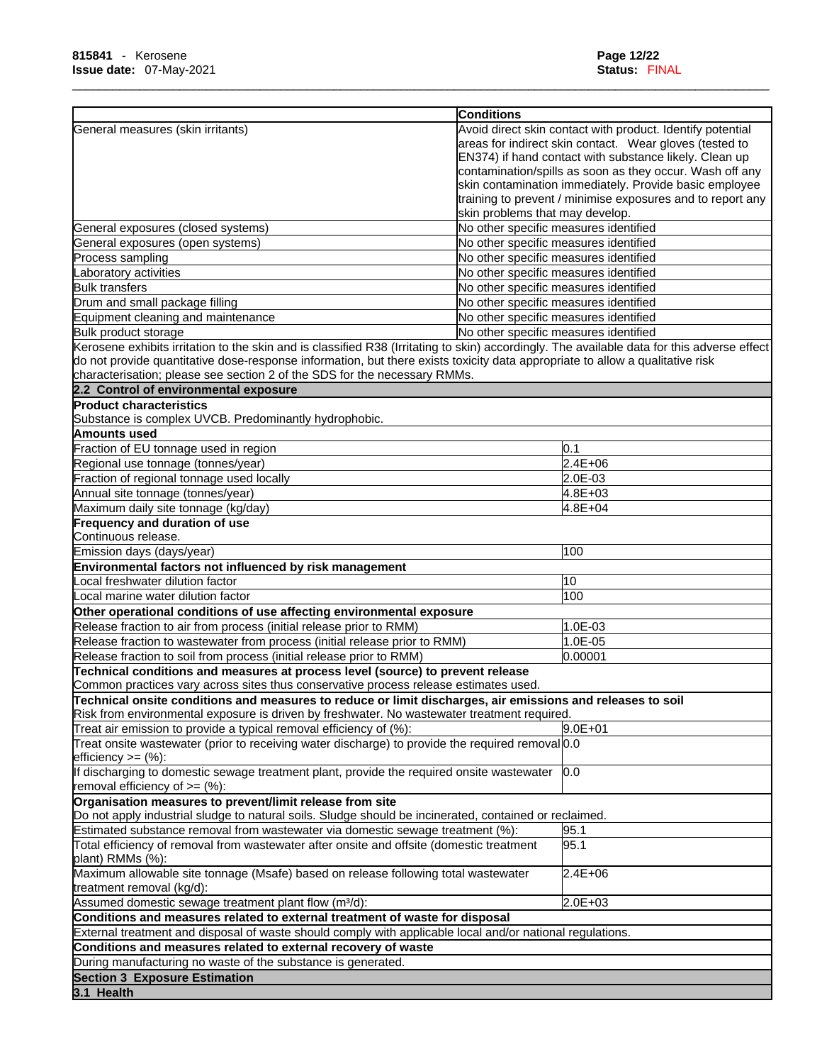| | Conditions |
|---|---|
| General measures (skin irritants) | Avoid direct skin contact with product. Identify potential areas for indirect skin contact. Wear gloves (tested to EN374) if hand contact with substance likely. Clean up contamination/spills as soon as they occur. Wash off any skin contamination immediately. Provide basic employee training to prevent / minimise exposures and to report any skin problems that may develop. |
| General exposures (closed systems) | No other specific measures identified |
| General exposures (open systems) | No other specific measures identified |
| Process sampling | No other specific measures identified |
| Laboratory activities | No other specific measures identified |
| Bulk transfers | No other specific measures identified |
| Drum and small package filling | No other specific measures identified |
| Equipment cleaning and maintenance | No other specific measures identified |
| Bulk product storage | No other specific measures identified |

Kerosene exhibits irritation to the skin and is classified R38 (Irritating to skin) accordingly. The available data for this adverse effect do not provide quantitative dose-response information, but there exists toxicity data appropriate to allow a qualitative risk characterisation; please see section 2 of the SDS for the necessary RMMs.

## 2.2 Control of environmental exposure

**Product characteristics**

Substance is complex UVCB. Predominantly hydrophobic.

| **Amounts used** | |
|---|---|
| Fraction of EU tonnage used in region | 0.1 |
| Regional use tonnage (tonnes/year) | 2.4E+06 |
| Fraction of regional tonnage used locally | 2.0E-03 |
| Annual site tonnage (tonnes/year) | 4.8E+03 |
| Maximum daily site tonnage (kg/day) | 4.8E+04 |
| **Frequency and duration of use** | |
| Continuous release. | |
| Emission days (days/year) | 100 |
| **Environmental factors not influenced by risk management** | |
| Local freshwater dilution factor | 10 |
| Local marine water dilution factor | 100 |
| **Other operational conditions of use affecting environmental exposure** | |
| Release fraction to air from process (initial release prior to RMM) | 1.0E-03 |
| Release fraction to wastewater from process (initial release prior to RMM) | 1.0E-05 |
| Release fraction to soil from process (initial release prior to RMM) | 0.00001 |
| **Technical conditions and measures at process level (source) to prevent release** | |
| Common practices vary across sites thus conservative process release estimates used. | |
| **Technical onsite conditions and measures to reduce or limit discharges, air emissions and releases to soil** | |
| Risk from environmental exposure is driven by freshwater. No wastewater treatment required. | |
| Treat air emission to provide a typical removal efficiency of (%): | 9.0E+01 |
| Treat onsite wastewater (prior to receiving water discharge) to provide the required removal efficiency >= (%): | 0.0 |
| If discharging to domestic sewage treatment plant, provide the required onsite wastewater removal efficiency of >= (%): | 0.0 |
| **Organisation measures to prevent/limit release from site** | |
| Do not apply industrial sludge to natural soils. Sludge should be incinerated, contained or reclaimed. | |
| Estimated substance removal from wastewater via domestic sewage treatment (%): | 95.1 |
| Total efficiency of removal from wastewater after onsite and offsite (domestic treatment plant) RMMs (%): | 95.1 |
| Maximum allowable site tonnage (Msafe) based on release following total wastewater treatment removal (kg/d): | 2.4E+06 |
| Assumed domestic sewage treatment plant flow (m³/d): | 2.0E+03 |
| **Conditions and measures related to external treatment of waste for disposal** | |
| External treatment and disposal of waste should comply with applicable local and/or national regulations. | |
| **Conditions and measures related to external recovery of waste** | |
| During manufacturing no waste of the substance is generated. | |

# Section 3 Exposure Estimation

## 3.1 Health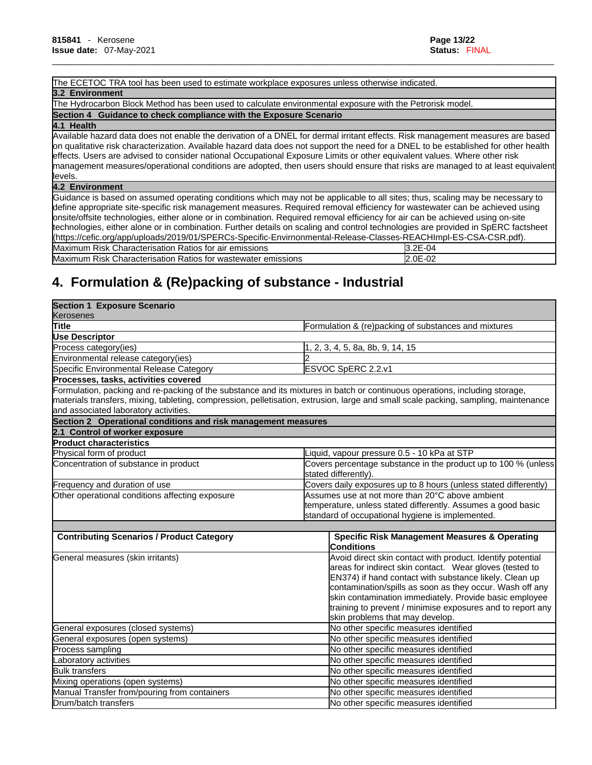The ECETOC TRA tool has been used to estimate workplace exposures unless otherwise indicated.

**3.2 Environment**

The Hydrocarbon Block Method has been used to calculate environmental exposure with the Petrorisk model.

**Section 4 Guidance to check compliance with the Exposure Scenario**

**4.1 Health**

Available hazard data does not enable the derivation of a DNEL for dermal irritant effects. Risk management measures are based on qualitative risk characterization. Available hazard data does not support the need for a DNEL to be established for other health effects. Users are advised to consider national Occupational Exposure Limits or other equivalent values. Where other risk management measures/operational conditions are adopted, then users should ensure that risks are managed to at least equivalent levels.

**4.2 Environment**

Guidance is based on assumed operating conditions which may not be applicable to all sites; thus, scaling may be necessary to define appropriate site-specific risk management measures. Required removal efficiency for wastewater can be achieved using onsite/offsite technologies, either alone or in combination. Required removal efficiency for air can be achieved using on-site technologies, either alone or in combination. Further details on scaling and control technologies are provided in SpERC factsheet (https://cefic.org/app/uploads/2019/01/SPERCs-Specific-Envirnonmental-Release-Classes-REACHImpl-ES-CSA-CSR.pdf).

| | |
|---|---|
| Maximum Risk Characterisation Ratios for air emissions | 3.2E-04 |
| Maximum Risk Characterisation Ratios for wastewater emissions | 2.0E-02 |

# 4. Formulation & (Re)packing of substance - Industrial

**Section 1 Exposure Scenario**

Kerosenes

| | |
|---|---|
| **Title** | Formulation & (re)packing of substances and mixtures |
| **Use Descriptor** | |
| Process category(ies) | 1, 2, 3, 4, 5, 8a, 8b, 9, 14, 15 |
| Environmental release category(ies) | 2 |
| Specific Environmental Release Category | ESVOC SpERC 2.2.v1 |

**Processes, tasks, activities covered**

Formulation, packing and re-packing of the substance and its mixtures in batch or continuous operations, including storage, materials transfers, mixing, tableting, compression, pelletisation, extrusion, large and small scale packing, sampling, maintenance and associated laboratory activities.

**Section 2 Operational conditions and risk management measures**

**2.1 Control of worker exposure**

**Product characteristics**

| | |
|---|---|
| Physical form of product | Liquid, vapour pressure 0.5 - 10 kPa at STP |
| Concentration of substance in product | Covers percentage substance in the product up to 100 % (unless stated differently). |
| Frequency and duration of use | Covers daily exposures up to 8 hours (unless stated differently) |
| Other operational conditions affecting exposure | Assumes use at not more than 20°C above ambient temperature, unless stated differently. Assumes a good basic standard of occupational hygiene is implemented. |

| Contributing Scenarios / Product Category | Specific Risk Management Measures & Operating Conditions |
|---|---|
| General measures (skin irritants) | Avoid direct skin contact with product. Identify potential areas for indirect skin contact. Wear gloves (tested to EN374) if hand contact with substance likely. Clean up contamination/spills as soon as they occur. Wash off any skin contamination immediately. Provide basic employee training to prevent / minimise exposures and to report any skin problems that may develop. |
| General exposures (closed systems) | No other specific measures identified |
| General exposures (open systems) | No other specific measures identified |
| Process sampling | No other specific measures identified |
| Laboratory activities | No other specific measures identified |
| Bulk transfers | No other specific measures identified |
| Mixing operations (open systems) | No other specific measures identified |
| Manual Transfer from/pouring from containers | No other specific measures identified |
| Drum/batch transfers | No other specific measures identified |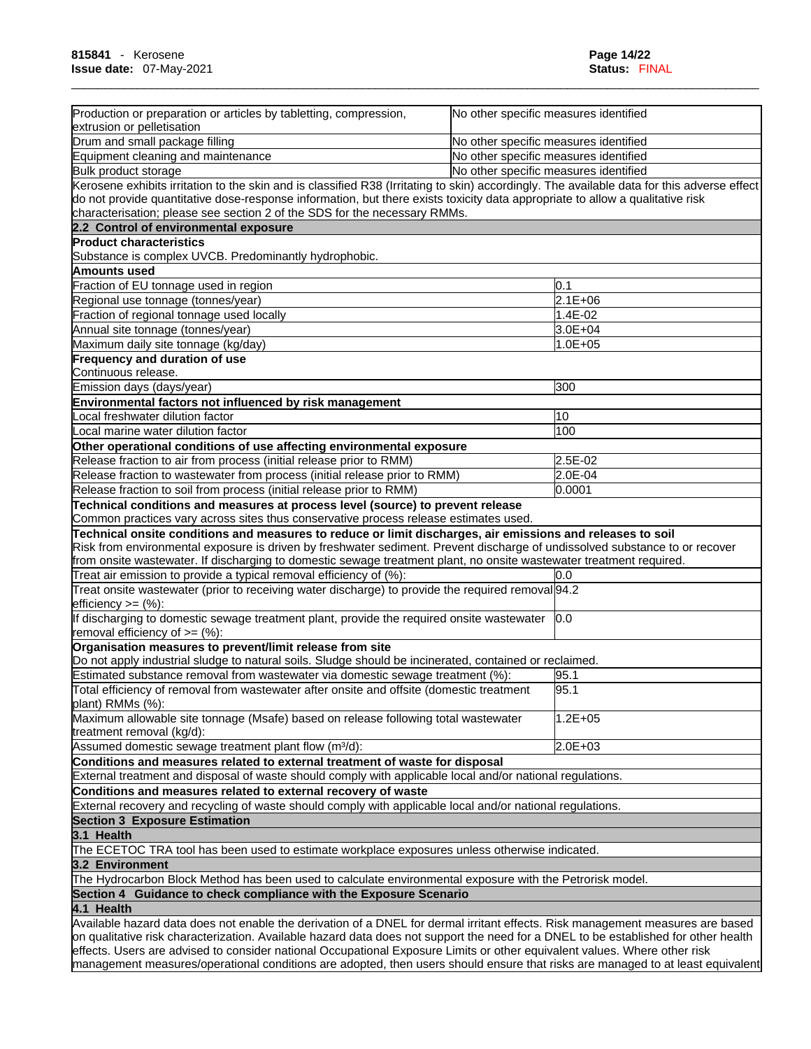| | |
|---|---|
| Production or preparation or articles by tabletting, compression, extrusion or pelletisation | No other specific measures identified |
| Drum and small package filling | No other specific measures identified |
| Equipment cleaning and maintenance | No other specific measures identified |
| Bulk product storage | No other specific measures identified |

Kerosene exhibits irritation to the skin and is classified R38 (Irritating to skin) accordingly. The available data for this adverse effect do not provide quantitative dose-response information, but there exists toxicity data appropriate to allow a qualitative risk characterisation; please see section 2 of the SDS for the necessary RMMs.

## 2.2 Control of environmental exposure

**Product characteristics**

Substance is complex UVCB. Predominantly hydrophobic.

**Amounts used**

| | |
|---|---|
| Fraction of EU tonnage used in region | 0.1 |
| Regional use tonnage (tonnes/year) | 2.1E+06 |
| Fraction of regional tonnage used locally | 1.4E-02 |
| Annual site tonnage (tonnes/year) | 3.0E+04 |
| Maximum daily site tonnage (kg/day) | 1.0E+05 |

**Frequency and duration of use**

Continuous release.

| | |
|---|---|
| Emission days (days/year) | 300 |

**Environmental factors not influenced by risk management**

| | |
|---|---|
| Local freshwater dilution factor | 10 |
| Local marine water dilution factor | 100 |

**Other operational conditions of use affecting environmental exposure**

| | |
|---|---|
| Release fraction to air from process (initial release prior to RMM) | 2.5E-02 |
| Release fraction to wastewater from process (initial release prior to RMM) | 2.0E-04 |
| Release fraction to soil from process (initial release prior to RMM) | 0.0001 |

**Technical conditions and measures at process level (source) to prevent release**

Common practices vary across sites thus conservative process release estimates used.

**Technical onsite conditions and measures to reduce or limit discharges, air emissions and releases to soil**

Risk from environmental exposure is driven by freshwater sediment. Prevent discharge of undissolved substance to or recover from onsite wastewater. If discharging to domestic sewage treatment plant, no onsite wastewater treatment required.

| | |
|---|---|
| Treat air emission to provide a typical removal efficiency of (%): | 0.0 |
| Treat onsite wastewater (prior to receiving water discharge) to provide the required removal efficiency >= (%): | 94.2 |
| If discharging to domestic sewage treatment plant, provide the required onsite wastewater removal efficiency of >= (%): | 0.0 |

**Organisation measures to prevent/limit release from site**

Do not apply industrial sludge to natural soils. Sludge should be incinerated, contained or reclaimed.

| | |
|---|---|
| Estimated substance removal from wastewater via domestic sewage treatment (%): | 95.1 |
| Total efficiency of removal from wastewater after onsite and offsite (domestic treatment plant) RMMs (%): | 95.1 |
| Maximum allowable site tonnage (Msafe) based on release following total wastewater treatment removal (kg/d): | 1.2E+05 |
| Assumed domestic sewage treatment plant flow (m³/d): | 2.0E+03 |

**Conditions and measures related to external treatment of waste for disposal**

External treatment and disposal of waste should comply with applicable local and/or national regulations.

**Conditions and measures related to external recovery of waste**

External recovery and recycling of waste should comply with applicable local and/or national regulations.

# Section 3 Exposure Estimation

## 3.1 Health

The ECETOC TRA tool has been used to estimate workplace exposures unless otherwise indicated.

## 3.2 Environment

The Hydrocarbon Block Method has been used to calculate environmental exposure with the Petrorisk model.

# Section 4 Guidance to check compliance with the Exposure Scenario

## 4.1 Health

Available hazard data does not enable the derivation of a DNEL for dermal irritant effects. Risk management measures are based on qualitative risk characterization. Available hazard data does not support the need for a DNEL to be established for other health effects. Users are advised to consider national Occupational Exposure Limits or other equivalent values. Where other risk management measures/operational conditions are adopted, then users should ensure that risks are managed to at least equivalent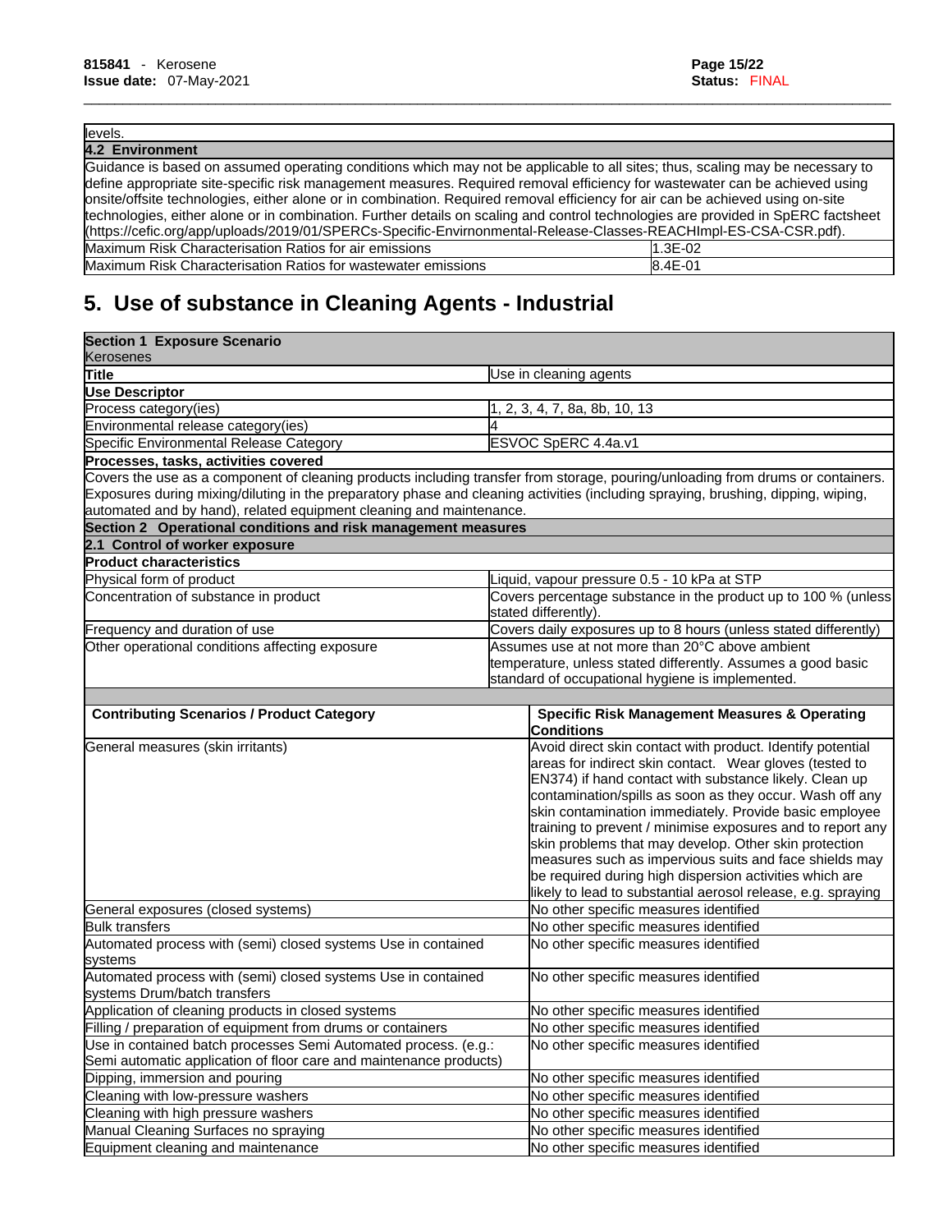levels.

| 4.2 Environment | |
|---|---|
| Guidance is based on assumed operating conditions which may not be applicable to all sites; thus, scaling may be necessary to define appropriate site-specific risk management measures. Required removal efficiency for wastewater can be achieved using onsite/offsite technologies, either alone or in combination. Required removal efficiency for air can be achieved using on-site technologies, either alone or in combination. Further details on scaling and control technologies are provided in SpERC factsheet (https://cefic.org/app/uploads/2019/01/SPERCs-Specific-Envirnonmental-Release-Classes-REACHImpl-ES-CSA-CSR.pdf). | |
| Maximum Risk Characterisation Ratios for air emissions | 1.3E-02 |
| Maximum Risk Characterisation Ratios for wastewater emissions | 8.4E-01 |

## 5. Use of substance in Cleaning Agents - Industrial

| **Section 1 Exposure Scenario**<br>Kerosenes | |
|---|---|
| **Title** | Use in cleaning agents |
| **Use Descriptor** | |
| Process category(ies) | 1, 2, 3, 4, 7, 8a, 8b, 10, 13 |
| Environmental release category(ies) | 4 |
| Specific Environmental Release Category | ESVOC SpERC 4.4a.v1 |
| **Processes, tasks, activities covered** | |
| Covers the use as a component of cleaning products including transfer from storage, pouring/unloading from drums or containers. Exposures during mixing/diluting in the preparatory phase and cleaning activities (including spraying, brushing, dipping, wiping, automated and by hand), related equipment cleaning and maintenance. | |
| **Section 2 Operational conditions and risk management measures** | |
| **2.1 Control of worker exposure** | |
| **Product characteristics** | |
| Physical form of product | Liquid, vapour pressure 0.5 - 10 kPa at STP |
| Concentration of substance in product | Covers percentage substance in the product up to 100 % (unless stated differently). |
| Frequency and duration of use | Covers daily exposures up to 8 hours (unless stated differently) |
| Other operational conditions affecting exposure | Assumes use at not more than 20°C above ambient temperature, unless stated differently. Assumes a good basic standard of occupational hygiene is implemented. |

| Contributing Scenarios / Product Category | Specific Risk Management Measures & Operating Conditions |
|---|---|
| General measures (skin irritants) | Avoid direct skin contact with product. Identify potential areas for indirect skin contact. Wear gloves (tested to EN374) if hand contact with substance likely. Clean up contamination/spills as soon as they occur. Wash off any skin contamination immediately. Provide basic employee training to prevent / minimise exposures and to report any skin problems that may develop. Other skin protection measures such as impervious suits and face shields may be required during high dispersion activities which are likely to lead to substantial aerosol release, e.g. spraying |
| General exposures (closed systems) | No other specific measures identified |
| Bulk transfers | No other specific measures identified |
| Automated process with (semi) closed systems Use in contained systems | No other specific measures identified |
| Automated process with (semi) closed systems Use in contained systems Drum/batch transfers | No other specific measures identified |
| Application of cleaning products in closed systems | No other specific measures identified |
| Filling / preparation of equipment from drums or containers | No other specific measures identified |
| Use in contained batch processes Semi Automated process. (e.g.: Semi automatic application of floor care and maintenance products) | No other specific measures identified |
| Dipping, immersion and pouring | No other specific measures identified |
| Cleaning with low-pressure washers | No other specific measures identified |
| Cleaning with high pressure washers | No other specific measures identified |
| Manual Cleaning Surfaces no spraying | No other specific measures identified |
| Equipment cleaning and maintenance | No other specific measures identified |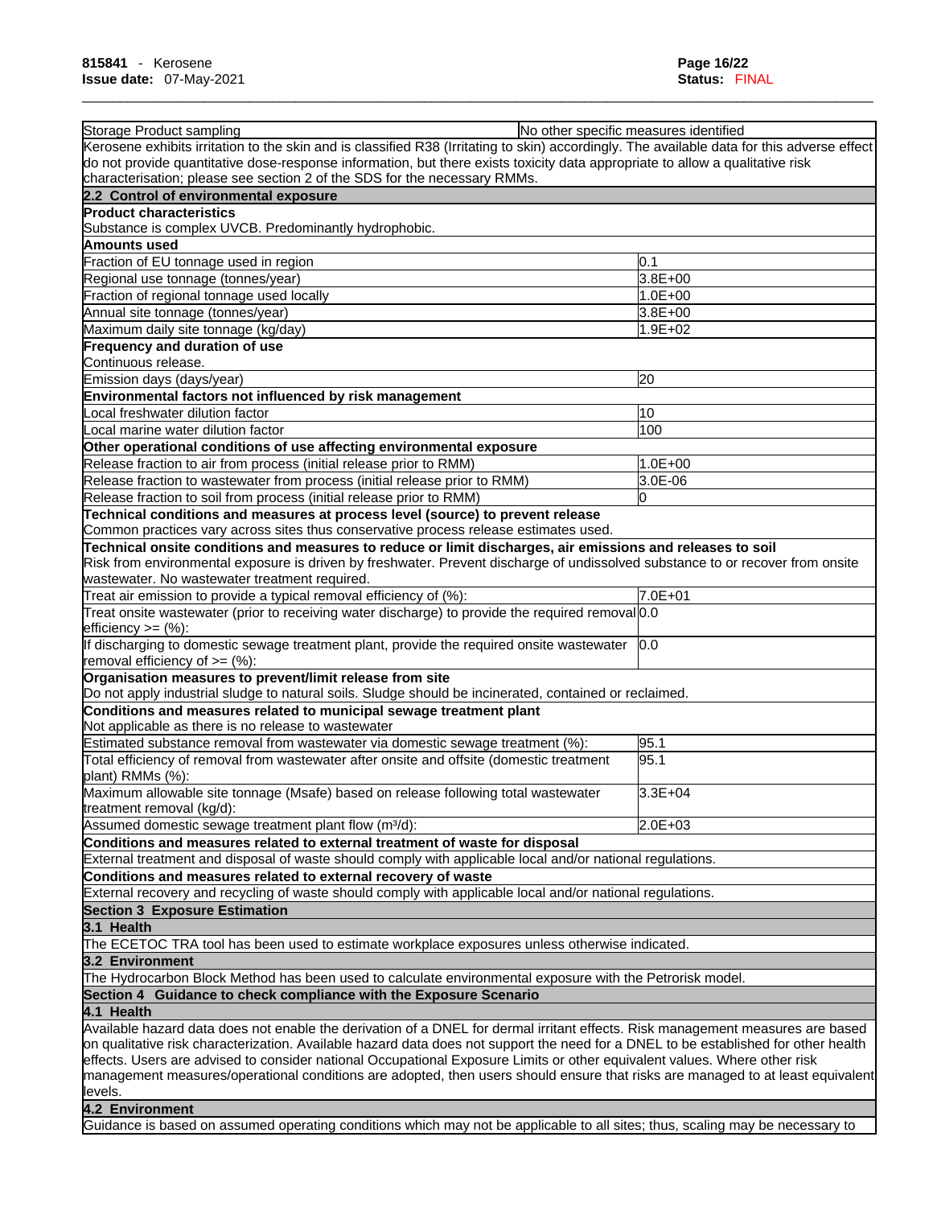| Storage Product sampling | No other specific measures identified |
|---|---|

Kerosene exhibits irritation to the skin and is classified R38 (Irritating to skin) accordingly. The available data for this adverse effect do not provide quantitative dose-response information, but there exists toxicity data appropriate to allow a qualitative risk characterisation; please see section 2 of the SDS for the necessary RMMs.

## 2.2 Control of environmental exposure

**Product characteristics**

Substance is complex UVCB. Predominantly hydrophobic.

**Amounts used**

| | |
|---|---|
| Fraction of EU tonnage used in region | 0.1 |
| Regional use tonnage (tonnes/year) | 3.8E+00 |
| Fraction of regional tonnage used locally | 1.0E+00 |
| Annual site tonnage (tonnes/year) | 3.8E+00 |
| Maximum daily site tonnage (kg/day) | 1.9E+02 |

**Frequency and duration of use**

Continuous release.

| | |
|---|---|
| Emission days (days/year) | 20 |

**Environmental factors not influenced by risk management**

| | |
|---|---|
| Local freshwater dilution factor | 10 |
| Local marine water dilution factor | 100 |

**Other operational conditions of use affecting environmental exposure**

| | |
|---|---|
| Release fraction to air from process (initial release prior to RMM) | 1.0E+00 |
| Release fraction to wastewater from process (initial release prior to RMM) | 3.0E-06 |
| Release fraction to soil from process (initial release prior to RMM) | 0 |

**Technical conditions and measures at process level (source) to prevent release**

Common practices vary across sites thus conservative process release estimates used.

**Technical onsite conditions and measures to reduce or limit discharges, air emissions and releases to soil**

Risk from environmental exposure is driven by freshwater. Prevent discharge of undissolved substance to or recover from onsite wastewater. No wastewater treatment required.

| | |
|---|---|
| Treat air emission to provide a typical removal efficiency of (%): | 7.0E+01 |
| Treat onsite wastewater (prior to receiving water discharge) to provide the required removal efficiency >= (%): | 0.0 |
| If discharging to domestic sewage treatment plant, provide the required onsite wastewater removal efficiency of >= (%): | 0.0 |

**Organisation measures to prevent/limit release from site**

Do not apply industrial sludge to natural soils. Sludge should be incinerated, contained or reclaimed.

**Conditions and measures related to municipal sewage treatment plant**

Not applicable as there is no release to wastewater

| | |
|---|---|
| Estimated substance removal from wastewater via domestic sewage treatment (%): | 95.1 |
| Total efficiency of removal from wastewater after onsite and offsite (domestic treatment plant) RMMs (%): | 95.1 |
| Maximum allowable site tonnage (Msafe) based on release following total wastewater treatment removal (kg/d): | 3.3E+04 |
| Assumed domestic sewage treatment plant flow (m³/d): | 2.0E+03 |

**Conditions and measures related to external treatment of waste for disposal**

External treatment and disposal of waste should comply with applicable local and/or national regulations.

**Conditions and measures related to external recovery of waste**

External recovery and recycling of waste should comply with applicable local and/or national regulations.

## Section 3 Exposure Estimation

### 3.1 Health

The ECETOC TRA tool has been used to estimate workplace exposures unless otherwise indicated.

### 3.2 Environment

The Hydrocarbon Block Method has been used to calculate environmental exposure with the Petrorisk model.

## Section 4 Guidance to check compliance with the Exposure Scenario

### 4.1 Health

Available hazard data does not enable the derivation of a DNEL for dermal irritant effects. Risk management measures are based on qualitative risk characterization. Available hazard data does not support the need for a DNEL to be established for other health effects. Users are advised to consider national Occupational Exposure Limits or other equivalent values. Where other risk management measures/operational conditions are adopted, then users should ensure that risks are managed to at least equivalent levels.

### 4.2 Environment

Guidance is based on assumed operating conditions which may not be applicable to all sites; thus, scaling may be necessary to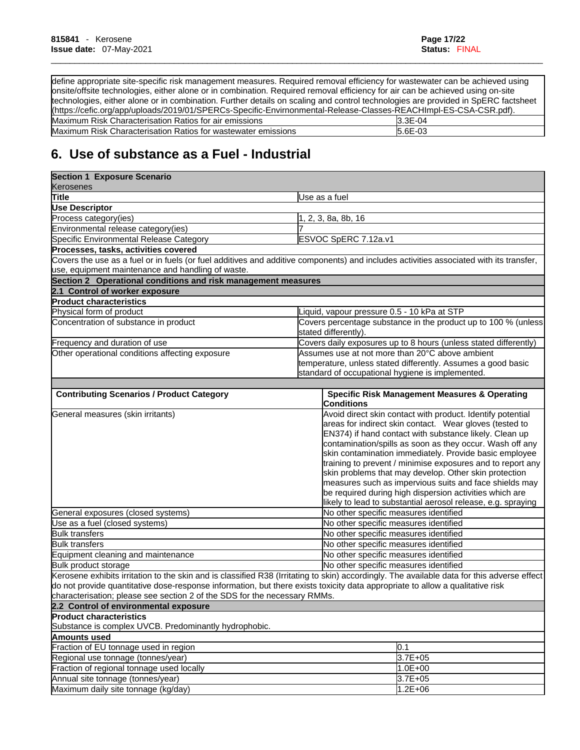| define appropriate site-specific risk management measures. Required removal efficiency for wastewater can be achieved using onsite/offsite technologies, either alone or in combination. Required removal efficiency for air can be achieved using on-site technologies, either alone or in combination. Further details on scaling and control technologies are provided in SpERC factsheet (https://cefic.org/app/uploads/2019/01/SPERCs-Specific-Envirnonmental-Release-Classes-REACHImpl-ES-CSA-CSR.pdf). | |
|---|---|
| Maximum Risk Characterisation Ratios for air emissions | 3.3E-04 |
| Maximum Risk Characterisation Ratios for wastewater emissions | 5.6E-03 |

## 6. Use of substance as a Fuel - Industrial

| **Section 1 Exposure Scenario** | |
|---|---|
| Kerosenes | |
| **Title** | Use as a fuel |
| **Use Descriptor** | |
| Process category(ies) | 1, 2, 3, 8a, 8b, 16 |
| Environmental release category(ies) | 7 |
| Specific Environmental Release Category | ESVOC SpERC 7.12a.v1 |
| **Processes, tasks, activities covered** | |
| Covers the use as a fuel or in fuels (or fuel additives and additive components) and includes activities associated with its transfer, use, equipment maintenance and handling of waste. | |
| **Section 2 Operational conditions and risk management measures** | |
| **2.1 Control of worker exposure** | |
| **Product characteristics** | |
| Physical form of product | Liquid, vapour pressure 0.5 - 10 kPa at STP |
| Concentration of substance in product | Covers percentage substance in the product up to 100 % (unless stated differently). |
| Frequency and duration of use | Covers daily exposures up to 8 hours (unless stated differently) |
| Other operational conditions affecting exposure | Assumes use at not more than 20°C above ambient temperature, unless stated differently. Assumes a good basic standard of occupational hygiene is implemented. |

| **Contributing Scenarios / Product Category** | **Specific Risk Management Measures & Operating Conditions** |
|---|---|
| General measures (skin irritants) | Avoid direct skin contact with product. Identify potential areas for indirect skin contact. Wear gloves (tested to EN374) if hand contact with substance likely. Clean up contamination/spills as soon as they occur. Wash off any skin contamination immediately. Provide basic employee training to prevent / minimise exposures and to report any skin problems that may develop. Other skin protection measures such as impervious suits and face shields may be required during high dispersion activities which are likely to lead to substantial aerosol release, e.g. spraying |
| General exposures (closed systems) | No other specific measures identified |
| Use as a fuel (closed systems) | No other specific measures identified |
| Bulk transfers | No other specific measures identified |
| Bulk transfers | No other specific measures identified |
| Equipment cleaning and maintenance | No other specific measures identified |
| Bulk product storage | No other specific measures identified |
| Kerosene exhibits irritation to the skin and is classified R38 (Irritating to skin) accordingly. The available data for this adverse effect do not provide quantitative dose-response information, but there exists toxicity data appropriate to allow a qualitative risk characterisation; please see section 2 of the SDS for the necessary RMMs. | |
| **2.2 Control of environmental exposure** | |
| **Product characteristics** | |
| Substance is complex UVCB. Predominantly hydrophobic. | |
| **Amounts used** | |
| Fraction of EU tonnage used in region | 0.1 |
| Regional use tonnage (tonnes/year) | 3.7E+05 |
| Fraction of regional tonnage used locally | 1.0E+00 |
| Annual site tonnage (tonnes/year) | 3.7E+05 |
| Maximum daily site tonnage (kg/day) | 1.2E+06 |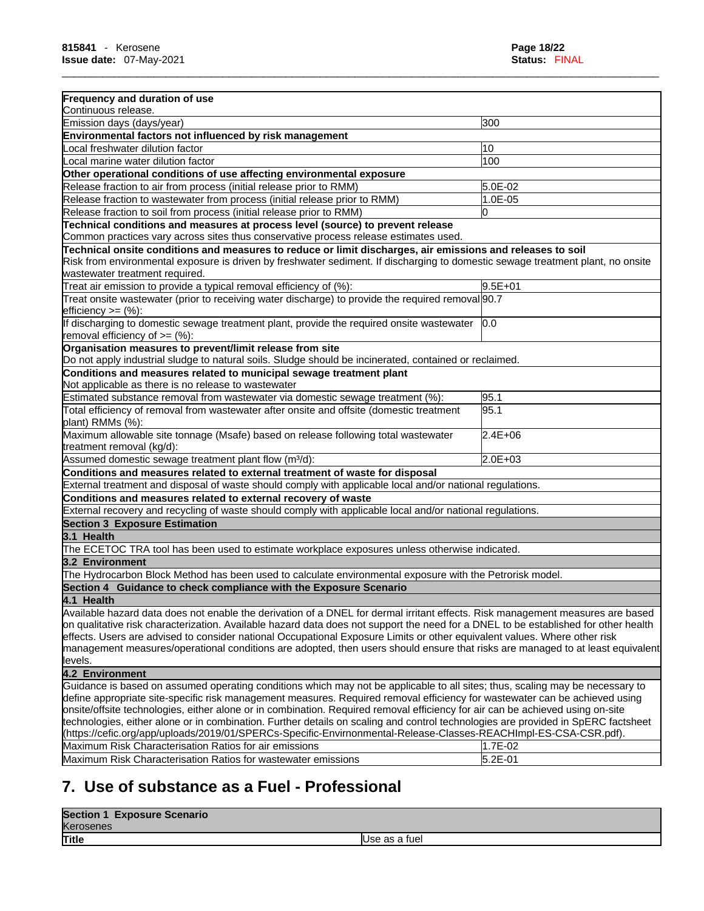| **Frequency and duration of use** | |
|---|---|
| Continuous release. | |
| Emission days (days/year) | 300 |
| **Environmental factors not influenced by risk management** | |
| Local freshwater dilution factor | 10 |
| Local marine water dilution factor | 100 |
| **Other operational conditions of use affecting environmental exposure** | |
| Release fraction to air from process (initial release prior to RMM) | 5.0E-02 |
| Release fraction to wastewater from process (initial release prior to RMM) | 1.0E-05 |
| Release fraction to soil from process (initial release prior to RMM) | 0 |
| **Technical conditions and measures at process level (source) to prevent release**<br>Common practices vary across sites thus conservative process release estimates used. | |
| **Technical onsite conditions and measures to reduce or limit discharges, air emissions and releases to soil**<br>Risk from environmental exposure is driven by freshwater sediment. If discharging to domestic sewage treatment plant, no onsite wastewater treatment required. | |
| Treat air emission to provide a typical removal efficiency of (%): | 9.5E+01 |
| Treat onsite wastewater (prior to receiving water discharge) to provide the required removal efficiency >= (%): | 90.7 |
| If discharging to domestic sewage treatment plant, provide the required onsite wastewater removal efficiency of >= (%): | 0.0 |
| **Organisation measures to prevent/limit release from site**<br>Do not apply industrial sludge to natural soils. Sludge should be incinerated, contained or reclaimed. | |
| **Conditions and measures related to municipal sewage treatment plant**<br>Not applicable as there is no release to wastewater | |
| Estimated substance removal from wastewater via domestic sewage treatment (%): | 95.1 |
| Total efficiency of removal from wastewater after onsite and offsite (domestic treatment plant) RMMs (%): | 95.1 |
| Maximum allowable site tonnage (Msafe) based on release following total wastewater treatment removal (kg/d): | 2.4E+06 |
| Assumed domestic sewage treatment plant flow (m³/d): | 2.0E+03 |
| **Conditions and measures related to external treatment of waste for disposal** | |
| External treatment and disposal of waste should comply with applicable local and/or national regulations. | |
| **Conditions and measures related to external recovery of waste** | |
| External recovery and recycling of waste should comply with applicable local and/or national regulations. | |
| **Section 3 Exposure Estimation** | |
| **3.1 Health** | |
| The ECETOC TRA tool has been used to estimate workplace exposures unless otherwise indicated. | |
| **3.2 Environment** | |
| The Hydrocarbon Block Method has been used to calculate environmental exposure with the Petrorisk model. | |
| **Section 4 Guidance to check compliance with the Exposure Scenario** | |
| **4.1 Health** | |
| Available hazard data does not enable the derivation of a DNEL for dermal irritant effects. Risk management measures are based on qualitative risk characterization. Available hazard data does not support the need for a DNEL to be established for other health effects. Users are advised to consider national Occupational Exposure Limits or other equivalent values. Where other risk management measures/operational conditions are adopted, then users should ensure that risks are managed to at least equivalent levels. | |
| **4.2 Environment** | |
| Guidance is based on assumed operating conditions which may not be applicable to all sites; thus, scaling may be necessary to define appropriate site-specific risk management measures. Required removal efficiency for wastewater can be achieved using onsite/offsite technologies, either alone or in combination. Required removal efficiency for air can be achieved using on-site technologies, either alone or in combination. Further details on scaling and control technologies are provided in SpERC factsheet (https://cefic.org/app/uploads/2019/01/SPERCs-Specific-Envirnonmental-Release-Classes-REACHImpl-ES-CSA-CSR.pdf). | |
| Maximum Risk Characterisation Ratios for air emissions | 1.7E-02 |
| Maximum Risk Characterisation Ratios for wastewater emissions | 5.2E-01 |

# 7. Use of substance as a Fuel - Professional

| **Section 1 Exposure Scenario**<br>Kerosenes | |
|---|---|
| **Title** | Use as a fuel |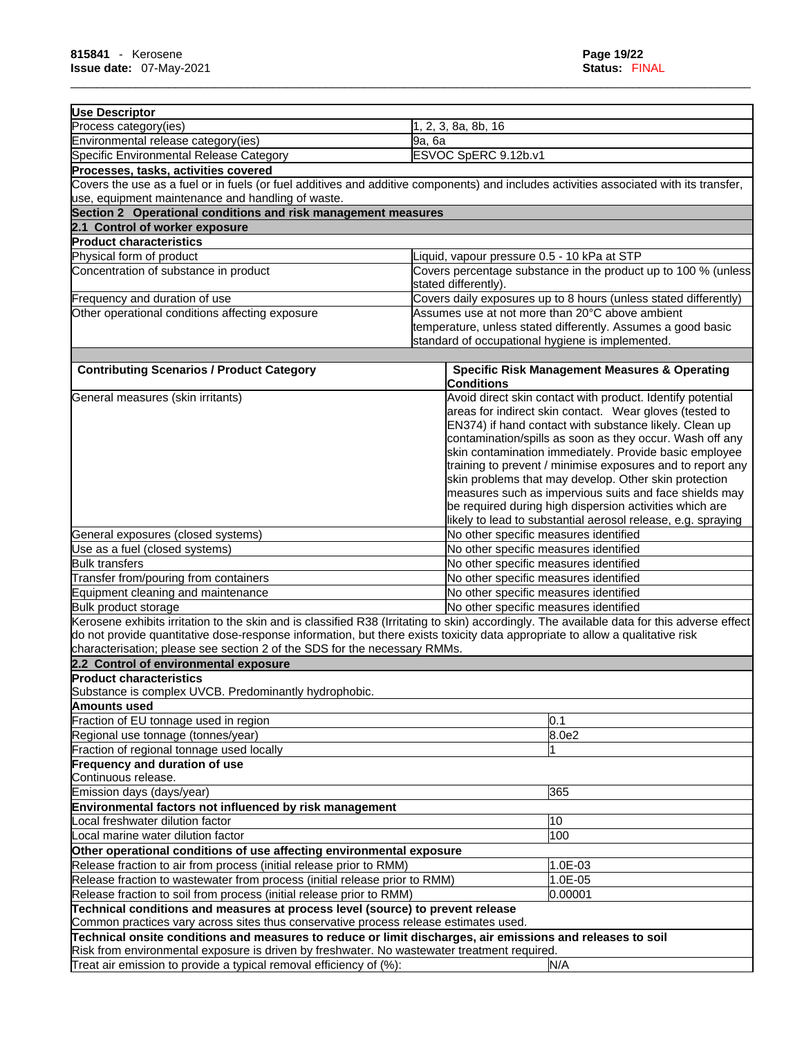| **Use Descriptor** | |
|---|---|
| Process category(ies) | 1, 2, 3, 8a, 8b, 16 |
| Environmental release category(ies) | 9a, 6a |
| Specific Environmental Release Category | ESVOC SpERC 9.12b.v1 |

**Processes, tasks, activities covered**

Covers the use as a fuel or in fuels (or fuel additives and additive components) and includes activities associated with its transfer, use, equipment maintenance and handling of waste.

## Section 2 Operational conditions and risk management measures

### 2.1 Control of worker exposure

**Product characteristics**

| | |
|---|---|
| Physical form of product | Liquid, vapour pressure 0.5 - 10 kPa at STP |
| Concentration of substance in product | Covers percentage substance in the product up to 100 % (unless stated differently). |
| Frequency and duration of use | Covers daily exposures up to 8 hours (unless stated differently) |
| Other operational conditions affecting exposure | Assumes use at not more than 20°C above ambient temperature, unless stated differently. Assumes a good basic standard of occupational hygiene is implemented. |

| Contributing Scenarios / Product Category | Specific Risk Management Measures & Operating Conditions |
|---|---|
| General measures (skin irritants) | Avoid direct skin contact with product. Identify potential areas for indirect skin contact. Wear gloves (tested to EN374) if hand contact with substance likely. Clean up contamination/spills as soon as they occur. Wash off any skin contamination immediately. Provide basic employee training to prevent / minimise exposures and to report any skin problems that may develop. Other skin protection measures such as impervious suits and face shields may be required during high dispersion activities which are likely to lead to substantial aerosol release, e.g. spraying |
| General exposures (closed systems) | No other specific measures identified |
| Use as a fuel (closed systems) | No other specific measures identified |
| Bulk transfers | No other specific measures identified |
| Transfer from/pouring from containers | No other specific measures identified |
| Equipment cleaning and maintenance | No other specific measures identified |
| Bulk product storage | No other specific measures identified |

Kerosene exhibits irritation to the skin and is classified R38 (Irritating to skin) accordingly. The available data for this adverse effect do not provide quantitative dose-response information, but there exists toxicity data appropriate to allow a qualitative risk characterisation; please see section 2 of the SDS for the necessary RMMs.

### 2.2 Control of environmental exposure

**Product characteristics**

Substance is complex UVCB. Predominantly hydrophobic.

**Amounts used**

| | |
|---|---|
| Fraction of EU tonnage used in region | 0.1 |
| Regional use tonnage (tonnes/year) | 8.0e2 |
| Fraction of regional tonnage used locally | 1 |

**Frequency and duration of use**

Continuous release.

| | |
|---|---|
| Emission days (days/year) | 365 |

**Environmental factors not influenced by risk management**

| | |
|---|---|
| Local freshwater dilution factor | 10 |
| Local marine water dilution factor | 100 |

**Other operational conditions of use affecting environmental exposure**

| | |
|---|---|
| Release fraction to air from process (initial release prior to RMM) | 1.0E-03 |
| Release fraction to wastewater from process (initial release prior to RMM) | 1.0E-05 |
| Release fraction to soil from process (initial release prior to RMM) | 0.00001 |

**Technical conditions and measures at process level (source) to prevent release**

Common practices vary across sites thus conservative process release estimates used.

**Technical onsite conditions and measures to reduce or limit discharges, air emissions and releases to soil**

Risk from environmental exposure is driven by freshwater. No wastewater treatment required.

| | |
|---|---|
| Treat air emission to provide a typical removal efficiency of (%): | N/A |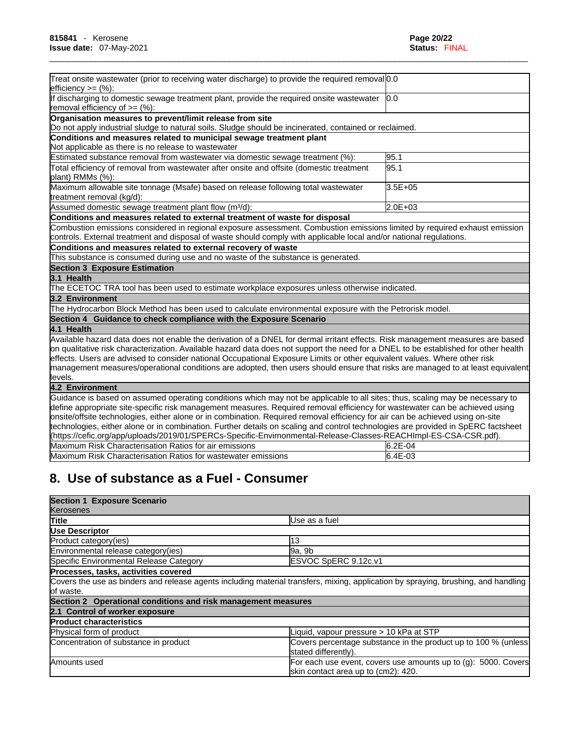| | |
|---|---|
| Treat onsite wastewater (prior to receiving water discharge) to provide the required removal efficiency >= (%): | 0.0 |
| If discharging to domestic sewage treatment plant, provide the required onsite wastewater removal efficiency of >= (%): | 0.0 |
| **Organisation measures to prevent/limit release from site** | |
| Do not apply industrial sludge to natural soils. Sludge should be incinerated, contained or reclaimed. | |
| **Conditions and measures related to municipal sewage treatment plant** | |
| Not applicable as there is no release to wastewater | |
| Estimated substance removal from wastewater via domestic sewage treatment (%): | 95.1 |
| Total efficiency of removal from wastewater after onsite and offsite (domestic treatment plant) RMMs (%): | 95.1 |
| Maximum allowable site tonnage (Msafe) based on release following total wastewater treatment removal (kg/d): | 3.5E+05 |
| Assumed domestic sewage treatment plant flow ($m^3$/d): | 2.0E+03 |
| **Conditions and measures related to external treatment of waste for disposal** | |
| Combustion emissions considered in regional exposure assessment. Combustion emissions limited by required exhaust emission controls. External treatment and disposal of waste should comply with applicable local and/or national regulations. | |
| **Conditions and measures related to external recovery of waste** | |
| This substance is consumed during use and no waste of the substance is generated. | |
| **Section 3 Exposure Estimation** | |
| **3.1 Health** | |
| The ECETOC TRA tool has been used to estimate workplace exposures unless otherwise indicated. | |
| **3.2 Environment** | |
| The Hydrocarbon Block Method has been used to calculate environmental exposure with the Petrorisk model. | |
| **Section 4 Guidance to check compliance with the Exposure Scenario** | |
| **4.1 Health** | |
| Available hazard data does not enable the derivation of a DNEL for dermal irritant effects. Risk management measures are based on qualitative risk characterization. Available hazard data does not support the need for a DNEL to be established for other health effects. Users are advised to consider national Occupational Exposure Limits or other equivalent values. Where other risk management measures/operational conditions are adopted, then users should ensure that risks are managed to at least equivalent levels. | |
| **4.2 Environment** | |
| Guidance is based on assumed operating conditions which may not be applicable to all sites; thus, scaling may be necessary to define appropriate site-specific risk management measures. Required removal efficiency for wastewater can be achieved using onsite/offsite technologies, either alone or in combination. Required removal efficiency for air can be achieved using on-site technologies, either alone or in combination. Further details on scaling and control technologies are provided in SpERC factsheet (https://cefic.org/app/uploads/2019/01/SPERCs-Specific-Envirnonmental-Release-Classes-REACHImpl-ES-CSA-CSR.pdf). | |
| Maximum Risk Characterisation Ratios for air emissions | 6.2E-04 |
| Maximum Risk Characterisation Ratios for wastewater emissions | 6.4E-03 |

## 8. Use of substance as a Fuel - Consumer

| **Section 1 Exposure Scenario** Kerosenes | |
|---|---|
| **Title** | Use as a fuel |
| **Use Descriptor** | |
| Product category(ies) | 13 |
| Environmental release category(ies) | 9a, 9b |
| Specific Environmental Release Category | ESVOC SpERC 9.12c.v1 |
| **Processes, tasks, activities covered** | |
| Covers the use as binders and release agents including material transfers, mixing, application by spraying, brushing, and handling of waste. | |
| **Section 2 Operational conditions and risk management measures** | |
| **2.1 Control of worker exposure** | |
| **Product characteristics** | |
| Physical form of product | Liquid, vapour pressure > 10 kPa at STP |
| Concentration of substance in product | Covers percentage substance in the product up to 100 % (unless stated differently). |
| Amounts used | For each use event, covers use amounts up to (g): 5000. Covers skin contact area up to (cm2): 420. |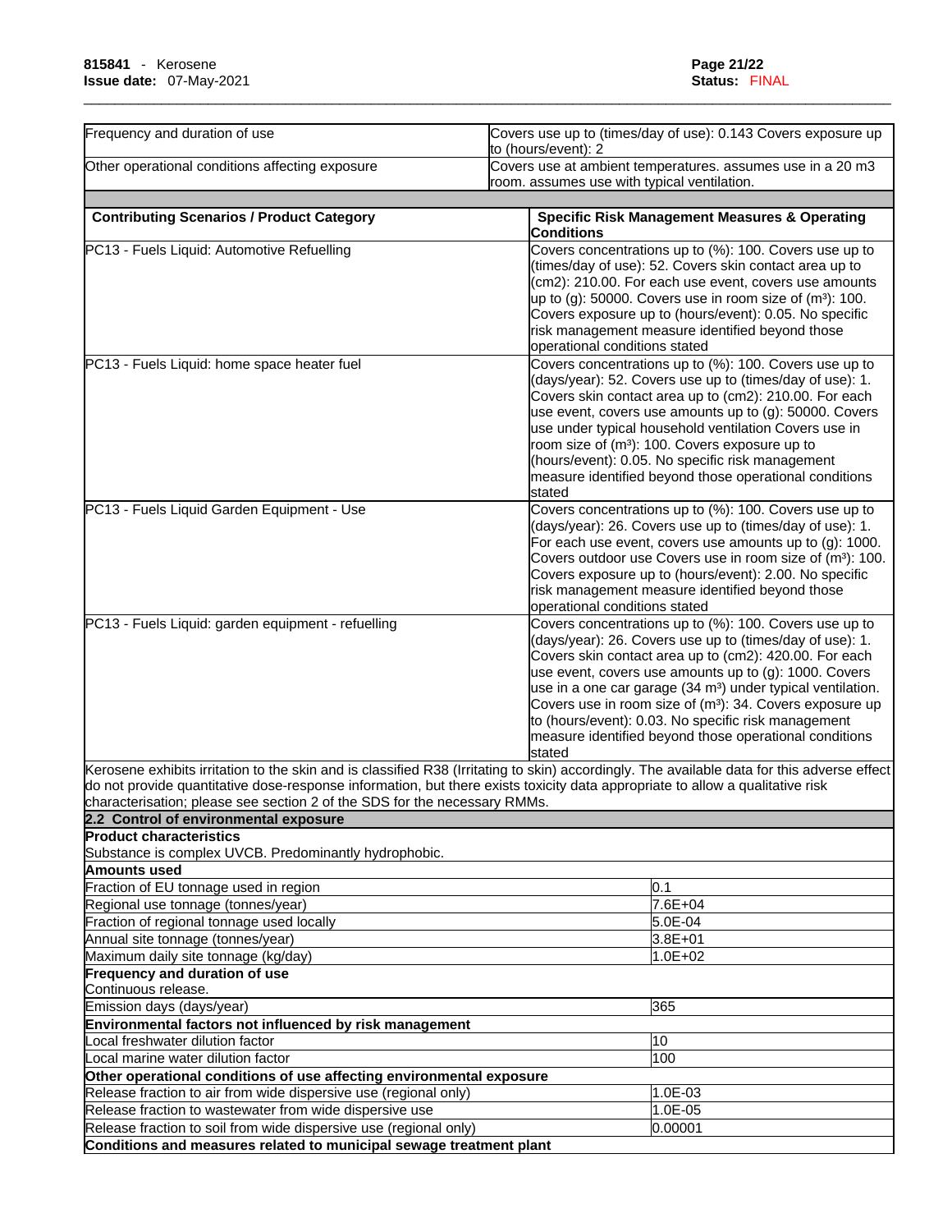| | |
|---|---|
| Frequency and duration of use | Covers use up to (times/day of use): 0.143 Covers exposure up to (hours/event): 2 |
| Other operational conditions affecting exposure | Covers use at ambient temperatures. assumes use in a 20 m3 room. assumes use with typical ventilation. |

| Contributing Scenarios / Product Category | Specific Risk Management Measures & Operating Conditions |
|---|---|
| PC13 - Fuels Liquid: Automotive Refuelling | Covers concentrations up to (%): 100. Covers use up to (times/day of use): 52. Covers skin contact area up to (cm2): 210.00. For each use event, covers use amounts up to (g): 50000. Covers use in room size of (m³): 100. Covers exposure up to (hours/event): 0.05. No specific risk management measure identified beyond those operational conditions stated |
| PC13 - Fuels Liquid: home space heater fuel | Covers concentrations up to (%): 100. Covers use up to (days/year): 52. Covers use up to (times/day of use): 1. Covers skin contact area up to (cm2): 210.00. For each use event, covers use amounts up to (g): 50000. Covers use under typical household ventilation Covers use in room size of (m³): 100. Covers exposure up to (hours/event): 0.05. No specific risk management measure identified beyond those operational conditions stated |
| PC13 - Fuels Liquid Garden Equipment - Use | Covers concentrations up to (%): 100. Covers use up to (days/year): 26. Covers use up to (times/day of use): 1. For each use event, covers use amounts up to (g): 1000. Covers outdoor use Covers use in room size of (m³): 100. Covers exposure up to (hours/event): 2.00. No specific risk management measure identified beyond those operational conditions stated |
| PC13 - Fuels Liquid: garden equipment - refuelling | Covers concentrations up to (%): 100. Covers use up to (days/year): 26. Covers use up to (times/day of use): 1. Covers skin contact area up to (cm2): 420.00. For each use event, covers use amounts up to (g): 1000. Covers use in a one car garage (34 m³) under typical ventilation. Covers use in room size of (m³): 34. Covers exposure up to (hours/event): 0.03. No specific risk management measure identified beyond those operational conditions stated |

Kerosene exhibits irritation to the skin and is classified R38 (Irritating to skin) accordingly. The available data for this adverse effect do not provide quantitative dose-response information, but there exists toxicity data appropriate to allow a qualitative risk characterisation; please see section 2 of the SDS for the necessary RMMs.

## 2.2 Control of environmental exposure

**Product characteristics**

Substance is complex UVCB. Predominantly hydrophobic.

| **Amounts used** | |
|---|---|
| Fraction of EU tonnage used in region | 0.1 |
| Regional use tonnage (tonnes/year) | 7.6E+04 |
| Fraction of regional tonnage used locally | 5.0E-04 |
| Annual site tonnage (tonnes/year) | 3.8E+01 |
| Maximum daily site tonnage (kg/day) | 1.0E+02 |
| **Frequency and duration of use** | |
| Continuous release. | |
| Emission days (days/year) | 365 |
| **Environmental factors not influenced by risk management** | |
| Local freshwater dilution factor | 10 |
| Local marine water dilution factor | 100 |
| **Other operational conditions of use affecting environmental exposure** | |
| Release fraction to air from wide dispersive use (regional only) | 1.0E-03 |
| Release fraction to wastewater from wide dispersive use | 1.0E-05 |
| Release fraction to soil from wide dispersive use (regional only) | 0.00001 |
| **Conditions and measures related to municipal sewage treatment plant** | |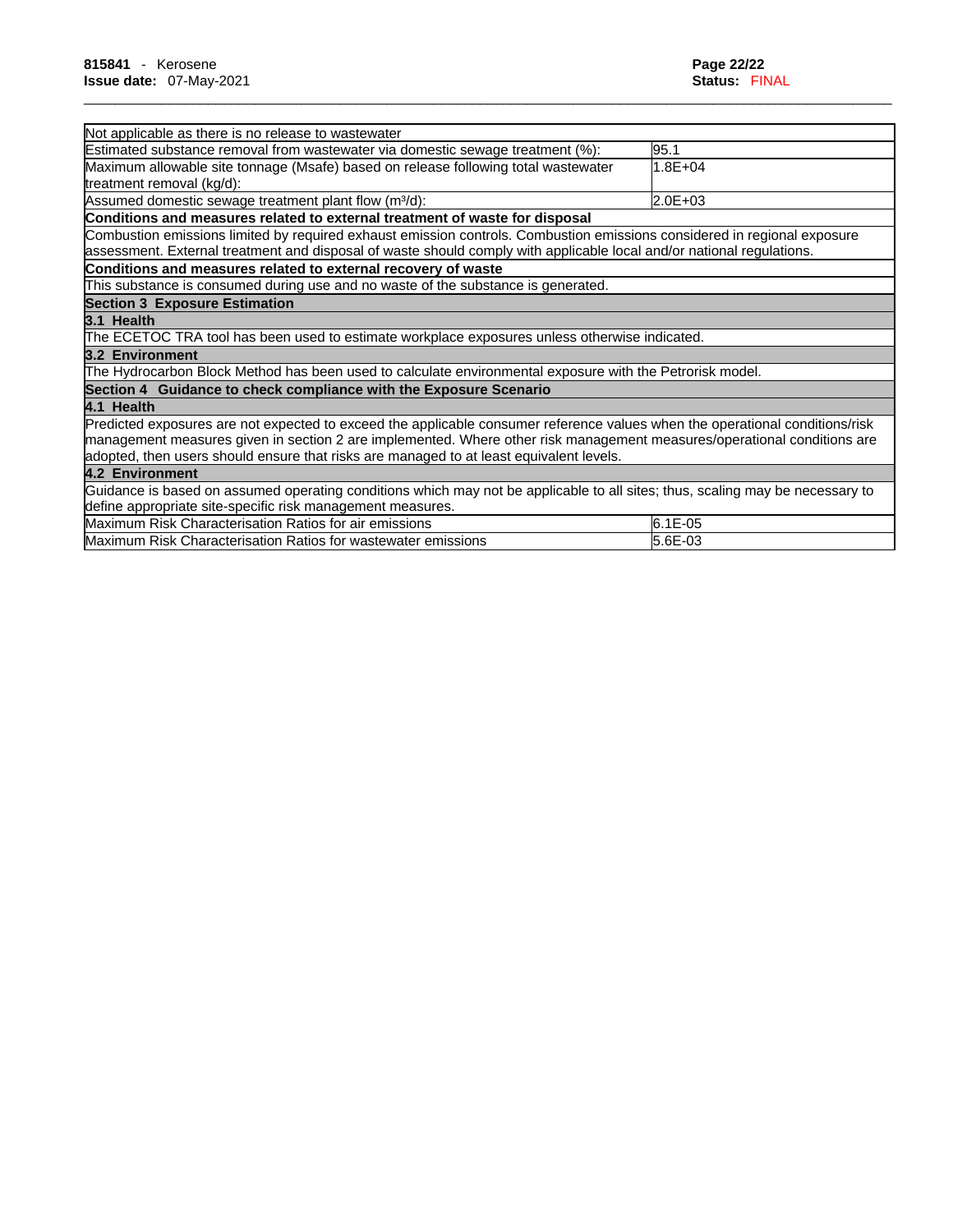| | |
|---|---|
| Not applicable as there is no release to wastewater | |
| Estimated substance removal from wastewater via domestic sewage treatment (%): | 95.1 |
| Maximum allowable site tonnage (Msafe) based on release following total wastewater treatment removal (kg/d): | 1.8E+04 |
| Assumed domestic sewage treatment plant flow (m³/d): | 2.0E+03 |
| **Conditions and measures related to external treatment of waste for disposal** | |
| Combustion emissions limited by required exhaust emission controls. Combustion emissions considered in regional exposure assessment. External treatment and disposal of waste should comply with applicable local and/or national regulations. | |
| **Conditions and measures related to external recovery of waste** | |
| This substance is consumed during use and no waste of the substance is generated. | |
| **Section 3 Exposure Estimation** | |
| **3.1 Health** | |
| The ECETOC TRA tool has been used to estimate workplace exposures unless otherwise indicated. | |
| **3.2 Environment** | |
| The Hydrocarbon Block Method has been used to calculate environmental exposure with the Petrorisk model. | |
| **Section 4 Guidance to check compliance with the Exposure Scenario** | |
| **4.1 Health** | |
| Predicted exposures are not expected to exceed the applicable consumer reference values when the operational conditions/risk management measures given in section 2 are implemented. Where other risk management measures/operational conditions are adopted, then users should ensure that risks are managed to at least equivalent levels. | |
| **4.2 Environment** | |
| Guidance is based on assumed operating conditions which may not be applicable to all sites; thus, scaling may be necessary to define appropriate site-specific risk management measures. | |
| Maximum Risk Characterisation Ratios for air emissions | 6.1E-05 |
| Maximum Risk Characterisation Ratios for wastewater emissions | 5.6E-03 |